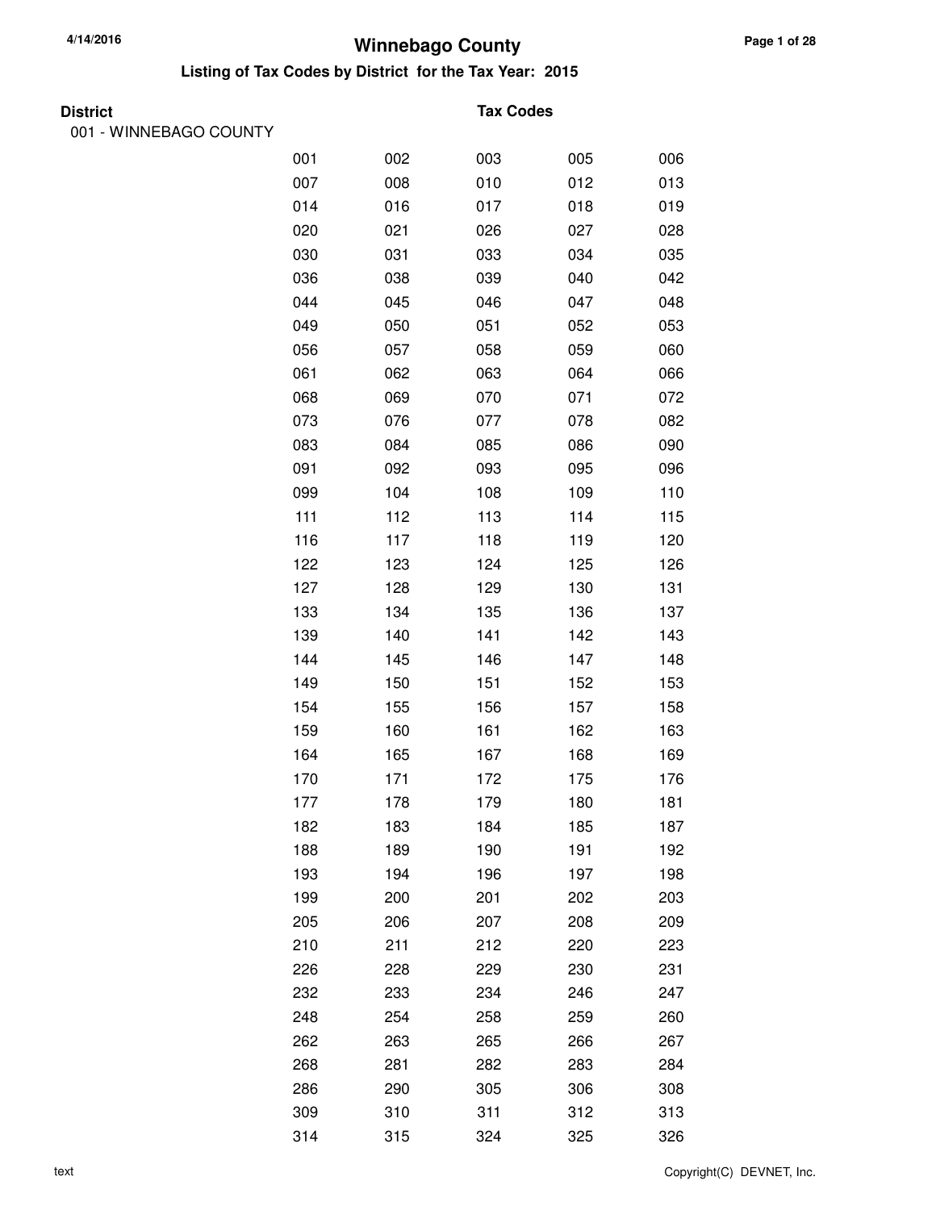# Winnebago County

## Listing of Tax Codes by District for the Tax Year: 2015

**District** | **Tax Codes**

001 - WINNEBAGO COUNTY

| | | | | |
|---|---|---|---|---|
| 001 | 002 | 003 | 005 | 006 |
| 007 | 008 | 010 | 012 | 013 |
| 014 | 016 | 017 | 018 | 019 |
| 020 | 021 | 026 | 027 | 028 |
| 030 | 031 | 033 | 034 | 035 |
| 036 | 038 | 039 | 040 | 042 |
| 044 | 045 | 046 | 047 | 048 |
| 049 | 050 | 051 | 052 | 053 |
| 056 | 057 | 058 | 059 | 060 |
| 061 | 062 | 063 | 064 | 066 |
| 068 | 069 | 070 | 071 | 072 |
| 073 | 076 | 077 | 078 | 082 |
| 083 | 084 | 085 | 086 | 090 |
| 091 | 092 | 093 | 095 | 096 |
| 099 | 104 | 108 | 109 | 110 |
| 111 | 112 | 113 | 114 | 115 |
| 116 | 117 | 118 | 119 | 120 |
| 122 | 123 | 124 | 125 | 126 |
| 127 | 128 | 129 | 130 | 131 |
| 133 | 134 | 135 | 136 | 137 |
| 139 | 140 | 141 | 142 | 143 |
| 144 | 145 | 146 | 147 | 148 |
| 149 | 150 | 151 | 152 | 153 |
| 154 | 155 | 156 | 157 | 158 |
| 159 | 160 | 161 | 162 | 163 |
| 164 | 165 | 167 | 168 | 169 |
| 170 | 171 | 172 | 175 | 176 |
| 177 | 178 | 179 | 180 | 181 |
| 182 | 183 | 184 | 185 | 187 |
| 188 | 189 | 190 | 191 | 192 |
| 193 | 194 | 196 | 197 | 198 |
| 199 | 200 | 201 | 202 | 203 |
| 205 | 206 | 207 | 208 | 209 |
| 210 | 211 | 212 | 220 | 223 |
| 226 | 228 | 229 | 230 | 231 |
| 232 | 233 | 234 | 246 | 247 |
| 248 | 254 | 258 | 259 | 260 |
| 262 | 263 | 265 | 266 | 267 |
| 268 | 281 | 282 | 283 | 284 |
| 286 | 290 | 305 | 306 | 308 |
| 309 | 310 | 311 | 312 | 313 |
| 314 | 315 | 324 | 325 | 326 |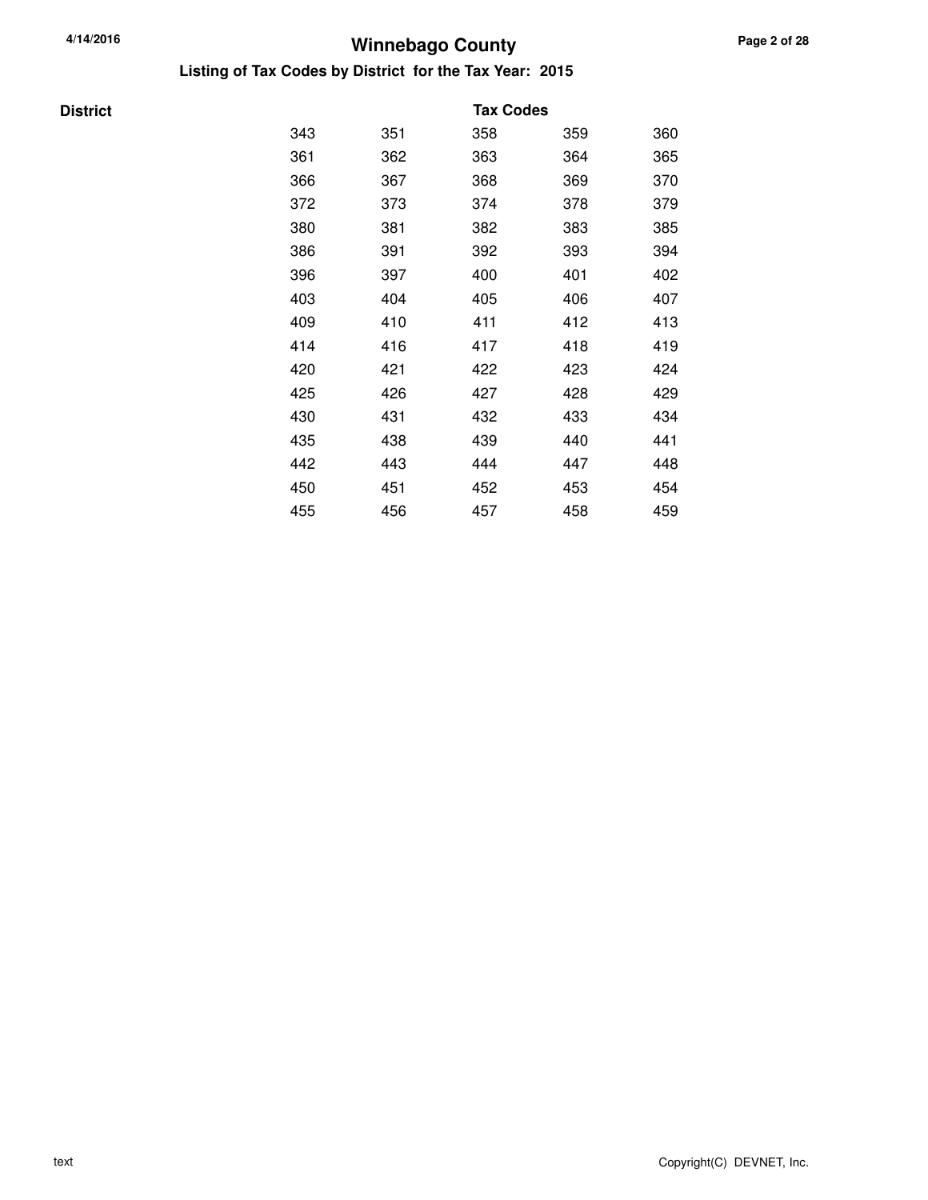## Winnebago County

### Listing of Tax Codes by District for the Tax Year: 2015

| District | Tax Codes | | | | |
|---|---|---|---|---|---|
| | 343 | 351 | 358 | 359 | 360 |
| | 361 | 362 | 363 | 364 | 365 |
| | 366 | 367 | 368 | 369 | 370 |
| | 372 | 373 | 374 | 378 | 379 |
| | 380 | 381 | 382 | 383 | 385 |
| | 386 | 391 | 392 | 393 | 394 |
| | 396 | 397 | 400 | 401 | 402 |
| | 403 | 404 | 405 | 406 | 407 |
| | 409 | 410 | 411 | 412 | 413 |
| | 414 | 416 | 417 | 418 | 419 |
| | 420 | 421 | 422 | 423 | 424 |
| | 425 | 426 | 427 | 428 | 429 |
| | 430 | 431 | 432 | 433 | 434 |
| | 435 | 438 | 439 | 440 | 441 |
| | 442 | 443 | 444 | 447 | 448 |
| | 450 | 451 | 452 | 453 | 454 |
| | 455 | 456 | 457 | 458 | 459 |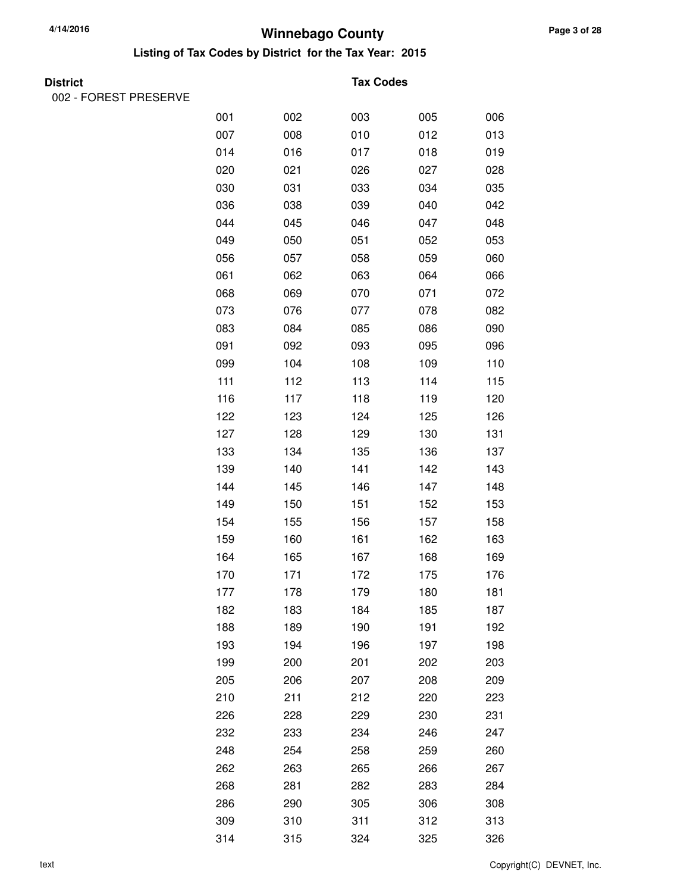# Winnebago County

## Listing of Tax Codes by District for the Tax Year: 2015

**District** | **Tax Codes**

002 - FOREST PRESERVE

| | | | | |
|---|---|---|---|---|
| 001 | 002 | 003 | 005 | 006 |
| 007 | 008 | 010 | 012 | 013 |
| 014 | 016 | 017 | 018 | 019 |
| 020 | 021 | 026 | 027 | 028 |
| 030 | 031 | 033 | 034 | 035 |
| 036 | 038 | 039 | 040 | 042 |
| 044 | 045 | 046 | 047 | 048 |
| 049 | 050 | 051 | 052 | 053 |
| 056 | 057 | 058 | 059 | 060 |
| 061 | 062 | 063 | 064 | 066 |
| 068 | 069 | 070 | 071 | 072 |
| 073 | 076 | 077 | 078 | 082 |
| 083 | 084 | 085 | 086 | 090 |
| 091 | 092 | 093 | 095 | 096 |
| 099 | 104 | 108 | 109 | 110 |
| 111 | 112 | 113 | 114 | 115 |
| 116 | 117 | 118 | 119 | 120 |
| 122 | 123 | 124 | 125 | 126 |
| 127 | 128 | 129 | 130 | 131 |
| 133 | 134 | 135 | 136 | 137 |
| 139 | 140 | 141 | 142 | 143 |
| 144 | 145 | 146 | 147 | 148 |
| 149 | 150 | 151 | 152 | 153 |
| 154 | 155 | 156 | 157 | 158 |
| 159 | 160 | 161 | 162 | 163 |
| 164 | 165 | 167 | 168 | 169 |
| 170 | 171 | 172 | 175 | 176 |
| 177 | 178 | 179 | 180 | 181 |
| 182 | 183 | 184 | 185 | 187 |
| 188 | 189 | 190 | 191 | 192 |
| 193 | 194 | 196 | 197 | 198 |
| 199 | 200 | 201 | 202 | 203 |
| 205 | 206 | 207 | 208 | 209 |
| 210 | 211 | 212 | 220 | 223 |
| 226 | 228 | 229 | 230 | 231 |
| 232 | 233 | 234 | 246 | 247 |
| 248 | 254 | 258 | 259 | 260 |
| 262 | 263 | 265 | 266 | 267 |
| 268 | 281 | 282 | 283 | 284 |
| 286 | 290 | 305 | 306 | 308 |
| 309 | 310 | 311 | 312 | 313 |
| 314 | 315 | 324 | 325 | 326 |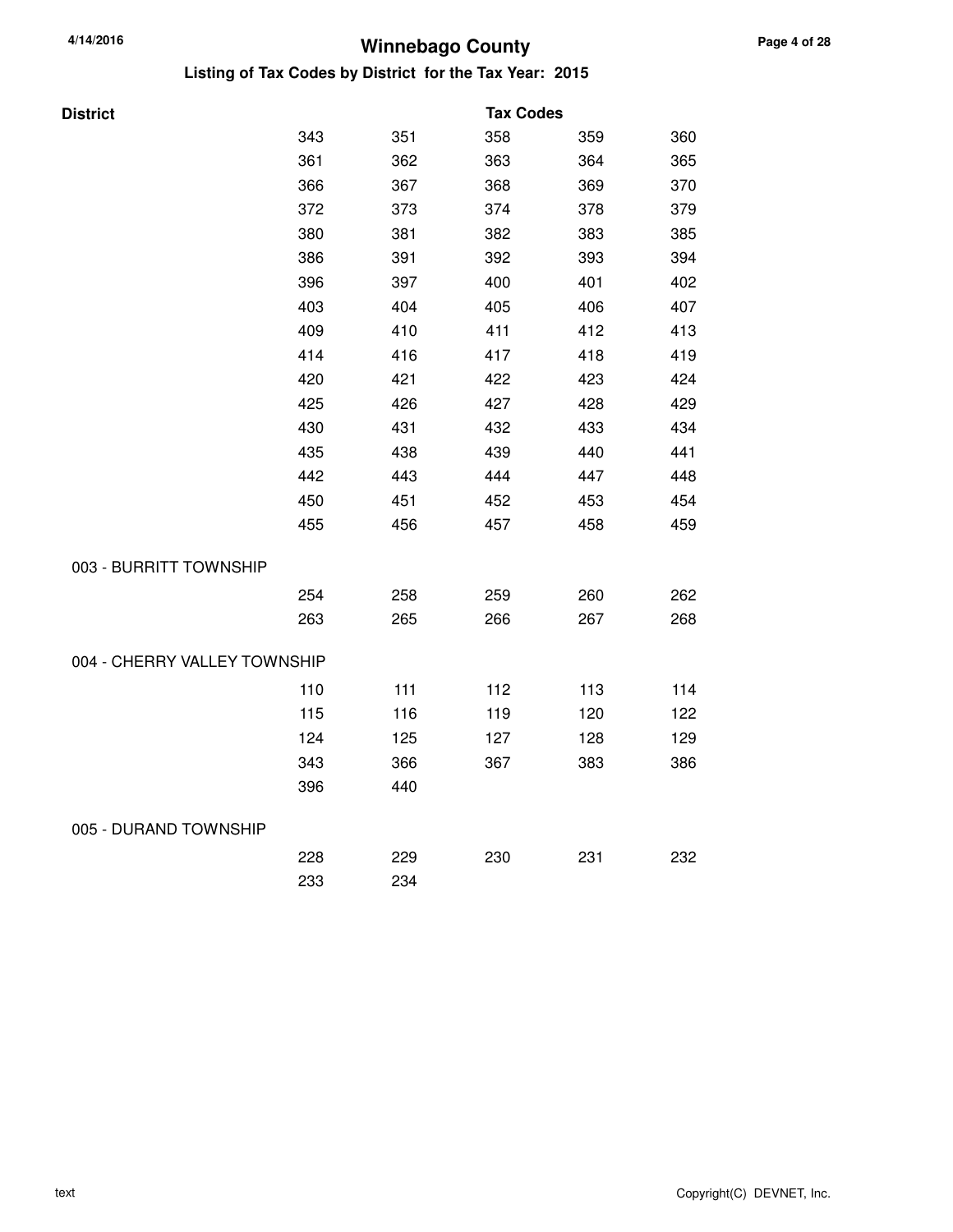# Winnebago County

## Listing of Tax Codes by District for the Tax Year: 2015

| District | Tax Codes | | | | |
|---|---|---|---|---|---|
| | 343 | 351 | 358 | 359 | 360 |
| | 361 | 362 | 363 | 364 | 365 |
| | 366 | 367 | 368 | 369 | 370 |
| | 372 | 373 | 374 | 378 | 379 |
| | 380 | 381 | 382 | 383 | 385 |
| | 386 | 391 | 392 | 393 | 394 |
| | 396 | 397 | 400 | 401 | 402 |
| | 403 | 404 | 405 | 406 | 407 |
| | 409 | 410 | 411 | 412 | 413 |
| | 414 | 416 | 417 | 418 | 419 |
| | 420 | 421 | 422 | 423 | 424 |
| | 425 | 426 | 427 | 428 | 429 |
| | 430 | 431 | 432 | 433 | 434 |
| | 435 | 438 | 439 | 440 | 441 |
| | 442 | 443 | 444 | 447 | 448 |
| | 450 | 451 | 452 | 453 | 454 |
| | 455 | 456 | 457 | 458 | 459 |
| 003 - BURRITT TOWNSHIP | | | | | |
| | 254 | 258 | 259 | 260 | 262 |
| | 263 | 265 | 266 | 267 | 268 |
| 004 - CHERRY VALLEY TOWNSHIP | | | | | |
| | 110 | 111 | 112 | 113 | 114 |
| | 115 | 116 | 119 | 120 | 122 |
| | 124 | 125 | 127 | 128 | 129 |
| | 343 | 366 | 367 | 383 | 386 |
| | 396 | 440 | | | |
| 005 - DURAND TOWNSHIP | | | | | |
| | 228 | 229 | 230 | 231 | 232 |
| | 233 | 234 | | | |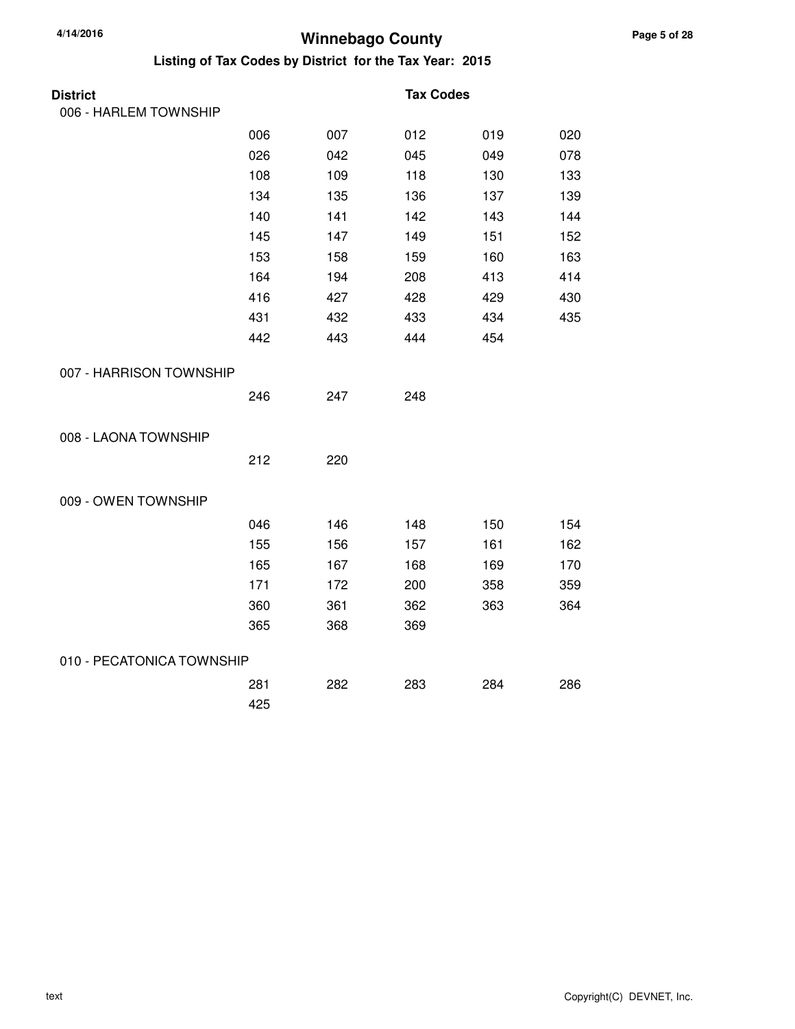# Winnebago County

## Listing of Tax Codes by District for the Tax Year: 2015

| District | Tax Codes | | | | |
|---|---|---|---|---|---|
| **006 - HARLEM TOWNSHIP** | | | | | |
| | 006 | 007 | 012 | 019 | 020 |
| | 026 | 042 | 045 | 049 | 078 |
| | 108 | 109 | 118 | 130 | 133 |
| | 134 | 135 | 136 | 137 | 139 |
| | 140 | 141 | 142 | 143 | 144 |
| | 145 | 147 | 149 | 151 | 152 |
| | 153 | 158 | 159 | 160 | 163 |
| | 164 | 194 | 208 | 413 | 414 |
| | 416 | 427 | 428 | 429 | 430 |
| | 431 | 432 | 433 | 434 | 435 |
| | 442 | 443 | 444 | 454 | |
| **007 - HARRISON TOWNSHIP** | | | | | |
| | 246 | 247 | 248 | | |
| **008 - LAONA TOWNSHIP** | | | | | |
| | 212 | 220 | | | |
| **009 - OWEN TOWNSHIP** | | | | | |
| | 046 | 146 | 148 | 150 | 154 |
| | 155 | 156 | 157 | 161 | 162 |
| | 165 | 167 | 168 | 169 | 170 |
| | 171 | 172 | 200 | 358 | 359 |
| | 360 | 361 | 362 | 363 | 364 |
| | 365 | 368 | 369 | | |
| **010 - PECATONICA TOWNSHIP** | | | | | |
| | 281 | 282 | 283 | 284 | 286 |
| | 425 | | | | |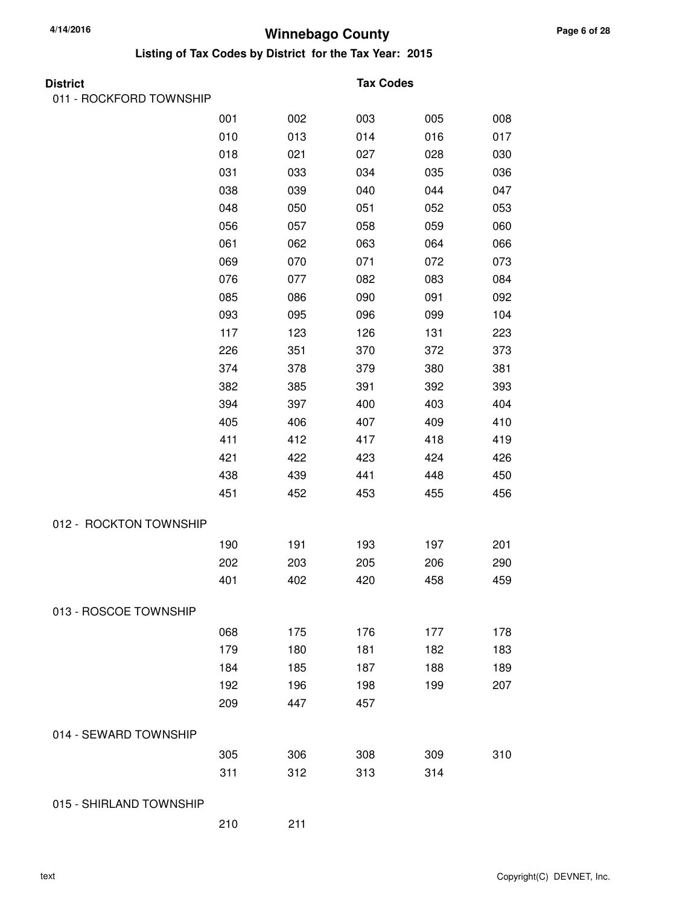# Winnebago County

## Listing of Tax Codes by District for the Tax Year: 2015

| District | Tax Codes | | | | |
|---|---|---|---|---|---|
| 011 - ROCKFORD TOWNSHIP | | | | | |
| | 001 | 002 | 003 | 005 | 008 |
| | 010 | 013 | 014 | 016 | 017 |
| | 018 | 021 | 027 | 028 | 030 |
| | 031 | 033 | 034 | 035 | 036 |
| | 038 | 039 | 040 | 044 | 047 |
| | 048 | 050 | 051 | 052 | 053 |
| | 056 | 057 | 058 | 059 | 060 |
| | 061 | 062 | 063 | 064 | 066 |
| | 069 | 070 | 071 | 072 | 073 |
| | 076 | 077 | 082 | 083 | 084 |
| | 085 | 086 | 090 | 091 | 092 |
| | 093 | 095 | 096 | 099 | 104 |
| | 117 | 123 | 126 | 131 | 223 |
| | 226 | 351 | 370 | 372 | 373 |
| | 374 | 378 | 379 | 380 | 381 |
| | 382 | 385 | 391 | 392 | 393 |
| | 394 | 397 | 400 | 403 | 404 |
| | 405 | 406 | 407 | 409 | 410 |
| | 411 | 412 | 417 | 418 | 419 |
| | 421 | 422 | 423 | 424 | 426 |
| | 438 | 439 | 441 | 448 | 450 |
| | 451 | 452 | 453 | 455 | 456 |
| 012 - ROCKTON TOWNSHIP | | | | | |
| | 190 | 191 | 193 | 197 | 201 |
| | 202 | 203 | 205 | 206 | 290 |
| | 401 | 402 | 420 | 458 | 459 |
| 013 - ROSCOE TOWNSHIP | | | | | |
| | 068 | 175 | 176 | 177 | 178 |
| | 179 | 180 | 181 | 182 | 183 |
| | 184 | 185 | 187 | 188 | 189 |
| | 192 | 196 | 198 | 199 | 207 |
| | 209 | 447 | 457 | | |
| 014 - SEWARD TOWNSHIP | | | | | |
| | 305 | 306 | 308 | 309 | 310 |
| | 311 | 312 | 313 | 314 | |
| 015 - SHIRLAND TOWNSHIP | | | | | |
| | 210 | 211 | | | |

text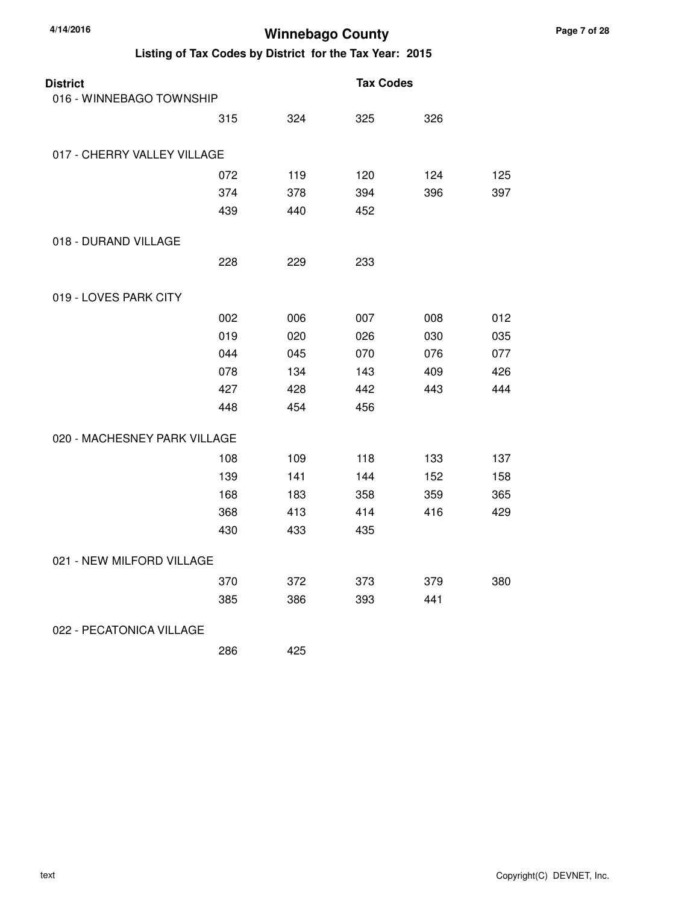# Winnebago County

## Listing of Tax Codes by District for the Tax Year: 2015

| District | Tax Codes | | | | |
|---|---|---|---|---|---|
| 016 - WINNEBAGO TOWNSHIP | | | | | |
| | 315 | 324 | 325 | 326 | |
| 017 - CHERRY VALLEY VILLAGE | | | | | |
| | 072 | 119 | 120 | 124 | 125 |
| | 374 | 378 | 394 | 396 | 397 |
| | 439 | 440 | 452 | | |
| 018 - DURAND VILLAGE | | | | | |
| | 228 | 229 | 233 | | |
| 019 - LOVES PARK CITY | | | | | |
| | 002 | 006 | 007 | 008 | 012 |
| | 019 | 020 | 026 | 030 | 035 |
| | 044 | 045 | 070 | 076 | 077 |
| | 078 | 134 | 143 | 409 | 426 |
| | 427 | 428 | 442 | 443 | 444 |
| | 448 | 454 | 456 | | |
| 020 - MACHESNEY PARK VILLAGE | | | | | |
| | 108 | 109 | 118 | 133 | 137 |
| | 139 | 141 | 144 | 152 | 158 |
| | 168 | 183 | 358 | 359 | 365 |
| | 368 | 413 | 414 | 416 | 429 |
| | 430 | 433 | 435 | | |
| 021 - NEW MILFORD VILLAGE | | | | | |
| | 370 | 372 | 373 | 379 | 380 |
| | 385 | 386 | 393 | 441 | |
| 022 - PECATONICA VILLAGE | | | | | |
| | 286 | 425 | | | |

text

Copyright(C) DEVNET, Inc.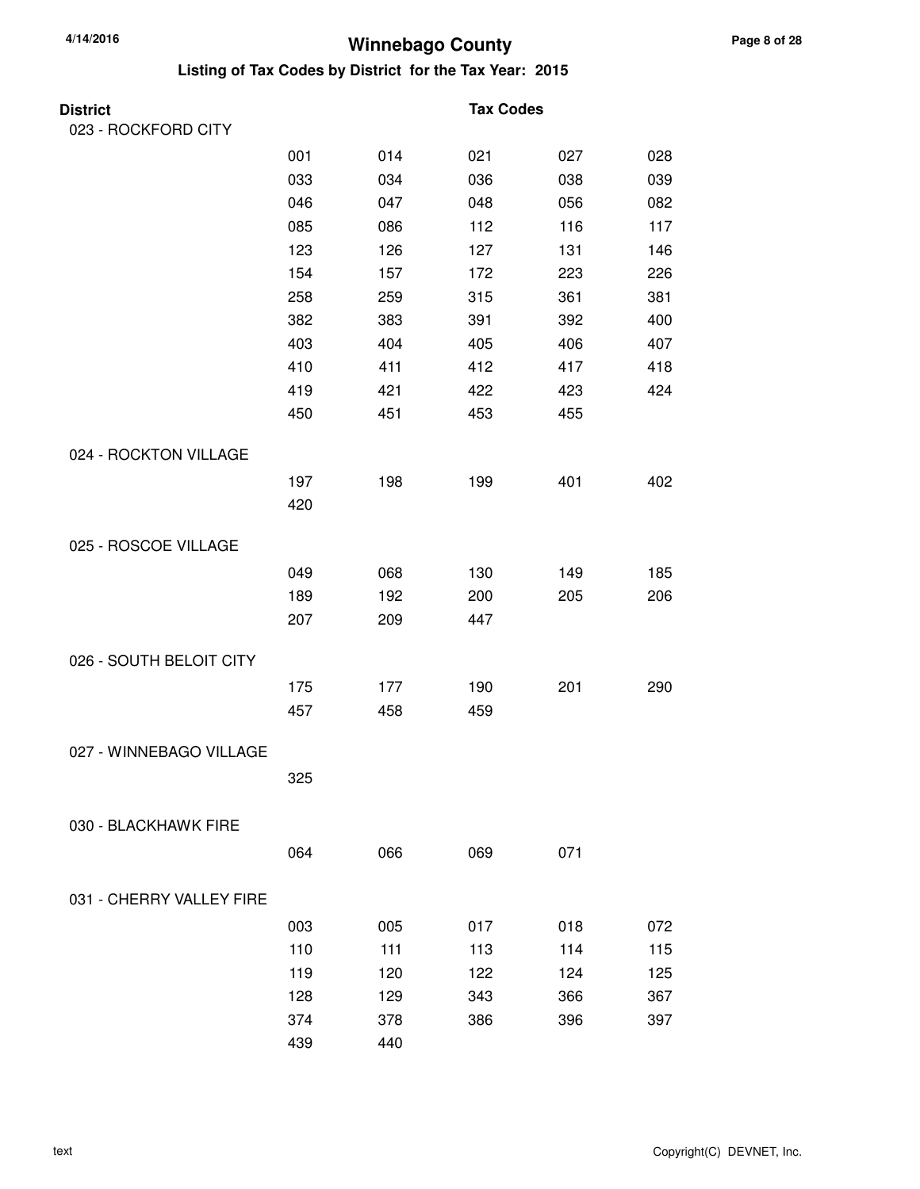# Winnebago County

## Listing of Tax Codes by District for the Tax Year: 2015

| District | Tax Codes | | | | |
|---|---|---|---|---|---|
| 023 - ROCKFORD CITY | | | | | |
| | 001 | 014 | 021 | 027 | 028 |
| | 033 | 034 | 036 | 038 | 039 |
| | 046 | 047 | 048 | 056 | 082 |
| | 085 | 086 | 112 | 116 | 117 |
| | 123 | 126 | 127 | 131 | 146 |
| | 154 | 157 | 172 | 223 | 226 |
| | 258 | 259 | 315 | 361 | 381 |
| | 382 | 383 | 391 | 392 | 400 |
| | 403 | 404 | 405 | 406 | 407 |
| | 410 | 411 | 412 | 417 | 418 |
| | 419 | 421 | 422 | 423 | 424 |
| | 450 | 451 | 453 | 455 | |
| 024 - ROCKTON VILLAGE | | | | | |
| | 197 | 198 | 199 | 401 | 402 |
| | 420 | | | | |
| 025 - ROSCOE VILLAGE | | | | | |
| | 049 | 068 | 130 | 149 | 185 |
| | 189 | 192 | 200 | 205 | 206 |
| | 207 | 209 | 447 | | |
| 026 - SOUTH BELOIT CITY | | | | | |
| | 175 | 177 | 190 | 201 | 290 |
| | 457 | 458 | 459 | | |
| 027 - WINNEBAGO VILLAGE | | | | | |
| | 325 | | | | |
| 030 - BLACKHAWK FIRE | | | | | |
| | 064 | 066 | 069 | 071 | |
| 031 - CHERRY VALLEY FIRE | | | | | |
| | 003 | 005 | 017 | 018 | 072 |
| | 110 | 111 | 113 | 114 | 115 |
| | 119 | 120 | 122 | 124 | 125 |
| | 128 | 129 | 343 | 366 | 367 |
| | 374 | 378 | 386 | 396 | 397 |
| | 439 | 440 | | | |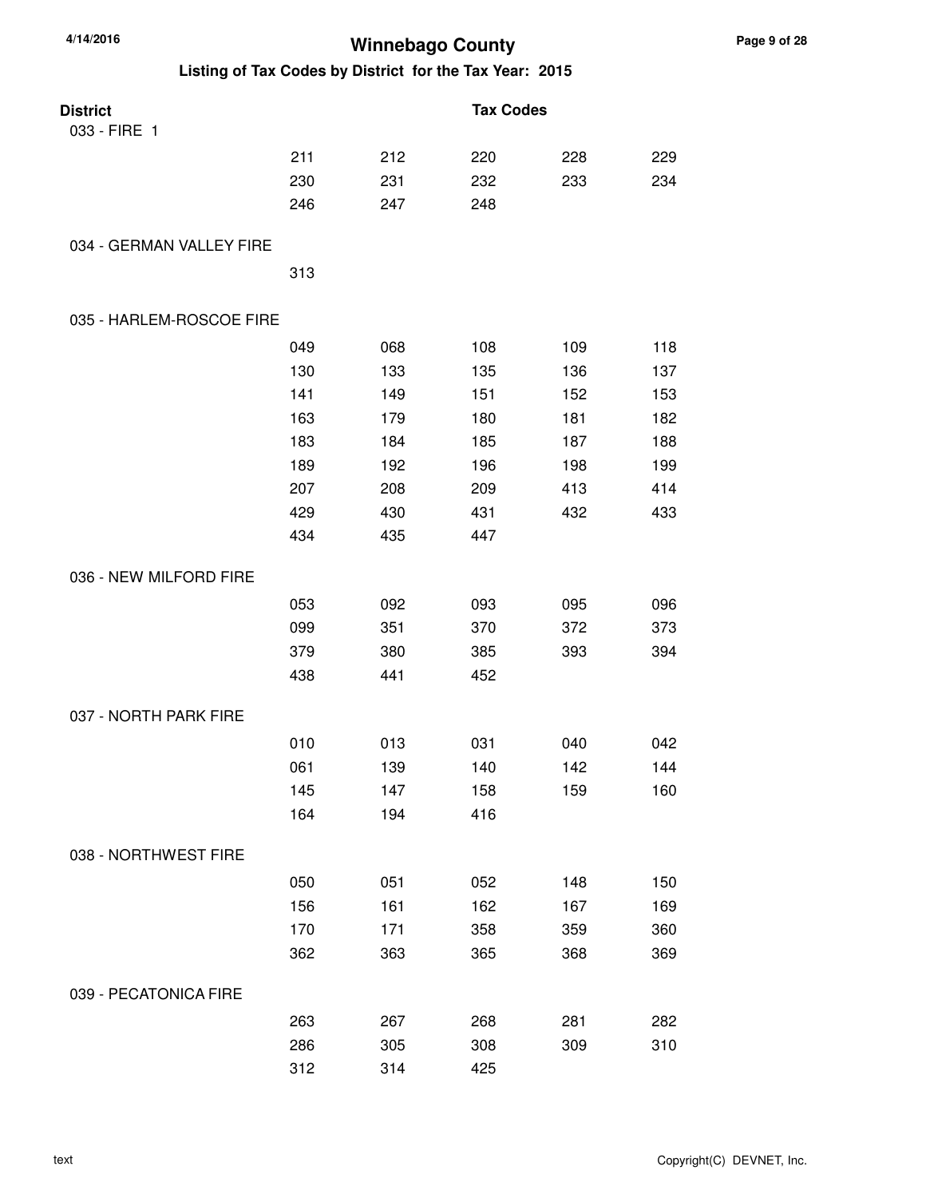# Winnebago County

## Listing of Tax Codes by District for the Tax Year: 2015

| District | Tax Codes | | | | |
|---|---|---|---|---|---|
| 033 - FIRE 1 | | | | | |
| | 211 | 212 | 220 | 228 | 229 |
| | 230 | 231 | 232 | 233 | 234 |
| | 246 | 247 | 248 | | |
| 034 - GERMAN VALLEY FIRE | | | | | |
| | 313 | | | | |
| 035 - HARLEM-ROSCOE FIRE | | | | | |
| | 049 | 068 | 108 | 109 | 118 |
| | 130 | 133 | 135 | 136 | 137 |
| | 141 | 149 | 151 | 152 | 153 |
| | 163 | 179 | 180 | 181 | 182 |
| | 183 | 184 | 185 | 187 | 188 |
| | 189 | 192 | 196 | 198 | 199 |
| | 207 | 208 | 209 | 413 | 414 |
| | 429 | 430 | 431 | 432 | 433 |
| | 434 | 435 | 447 | | |
| 036 - NEW MILFORD FIRE | | | | | |
| | 053 | 092 | 093 | 095 | 096 |
| | 099 | 351 | 370 | 372 | 373 |
| | 379 | 380 | 385 | 393 | 394 |
| | 438 | 441 | 452 | | |
| 037 - NORTH PARK FIRE | | | | | |
| | 010 | 013 | 031 | 040 | 042 |
| | 061 | 139 | 140 | 142 | 144 |
| | 145 | 147 | 158 | 159 | 160 |
| | 164 | 194 | 416 | | |
| 038 - NORTHWEST FIRE | | | | | |
| | 050 | 051 | 052 | 148 | 150 |
| | 156 | 161 | 162 | 167 | 169 |
| | 170 | 171 | 358 | 359 | 360 |
| | 362 | 363 | 365 | 368 | 369 |
| 039 - PECATONICA FIRE | | | | | |
| | 263 | 267 | 268 | 281 | 282 |
| | 286 | 305 | 308 | 309 | 310 |
| | 312 | 314 | 425 | | |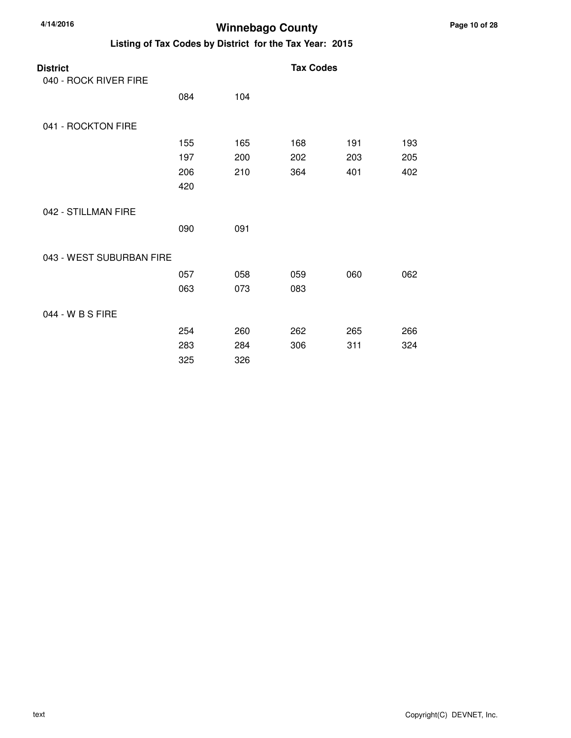# Winnebago County

## Listing of Tax Codes by District for the Tax Year: 2015

| District | Tax Codes | | | | |
|---|---|---|---|---|---|
| 040 - ROCK RIVER FIRE | | | | | |
| | 084 | 104 | | | |
| 041 - ROCKTON FIRE | | | | | |
| | 155 | 165 | 168 | 191 | 193 |
| | 197 | 200 | 202 | 203 | 205 |
| | 206 | 210 | 364 | 401 | 402 |
| | 420 | | | | |
| 042 - STILLMAN FIRE | | | | | |
| | 090 | 091 | | | |
| 043 - WEST SUBURBAN FIRE | | | | | |
| | 057 | 058 | 059 | 060 | 062 |
| | 063 | 073 | 083 | | |
| 044 - W B S FIRE | | | | | |
| | 254 | 260 | 262 | 265 | 266 |
| | 283 | 284 | 306 | 311 | 324 |
| | 325 | 326 | | | |

text

Copyright(C) DEVNET, Inc.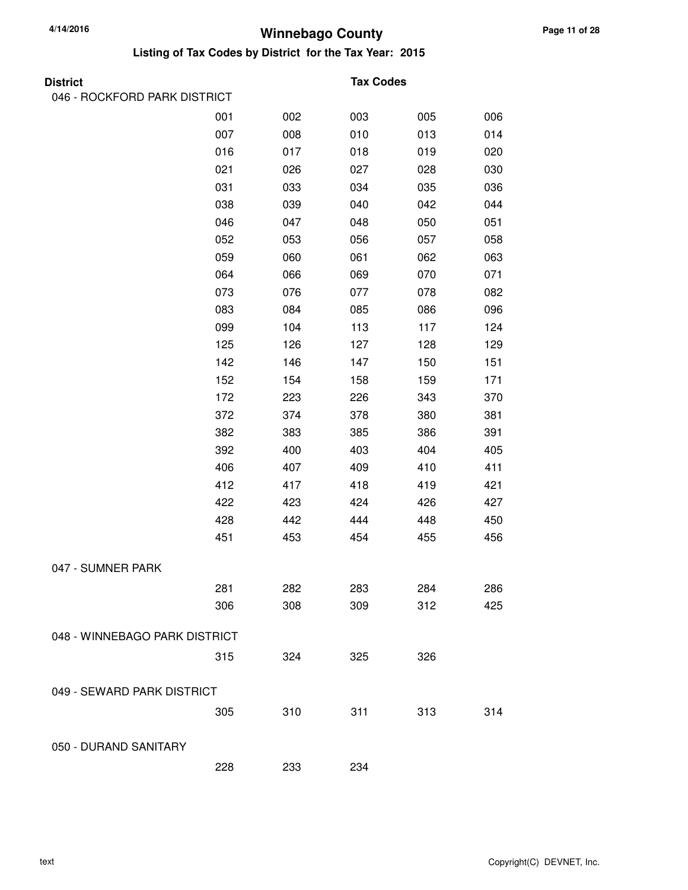# Winnebago County

## Listing of Tax Codes by District for the Tax Year: 2015

| District | Tax Codes | | | | |
|---|---|---|---|---|---|
| 046 - ROCKFORD PARK DISTRICT | | | | | |
| | 001 | 002 | 003 | 005 | 006 |
| | 007 | 008 | 010 | 013 | 014 |
| | 016 | 017 | 018 | 019 | 020 |
| | 021 | 026 | 027 | 028 | 030 |
| | 031 | 033 | 034 | 035 | 036 |
| | 038 | 039 | 040 | 042 | 044 |
| | 046 | 047 | 048 | 050 | 051 |
| | 052 | 053 | 056 | 057 | 058 |
| | 059 | 060 | 061 | 062 | 063 |
| | 064 | 066 | 069 | 070 | 071 |
| | 073 | 076 | 077 | 078 | 082 |
| | 083 | 084 | 085 | 086 | 096 |
| | 099 | 104 | 113 | 117 | 124 |
| | 125 | 126 | 127 | 128 | 129 |
| | 142 | 146 | 147 | 150 | 151 |
| | 152 | 154 | 158 | 159 | 171 |
| | 172 | 223 | 226 | 343 | 370 |
| | 372 | 374 | 378 | 380 | 381 |
| | 382 | 383 | 385 | 386 | 391 |
| | 392 | 400 | 403 | 404 | 405 |
| | 406 | 407 | 409 | 410 | 411 |
| | 412 | 417 | 418 | 419 | 421 |
| | 422 | 423 | 424 | 426 | 427 |
| | 428 | 442 | 444 | 448 | 450 |
| | 451 | 453 | 454 | 455 | 456 |
| 047 - SUMNER PARK | | | | | |
| | 281 | 282 | 283 | 284 | 286 |
| | 306 | 308 | 309 | 312 | 425 |
| 048 - WINNEBAGO PARK DISTRICT | | | | | |
| | 315 | 324 | 325 | 326 | |
| 049 - SEWARD PARK DISTRICT | | | | | |
| | 305 | 310 | 311 | 313 | 314 |
| 050 - DURAND SANITARY | | | | | |
| | 228 | 233 | 234 | | |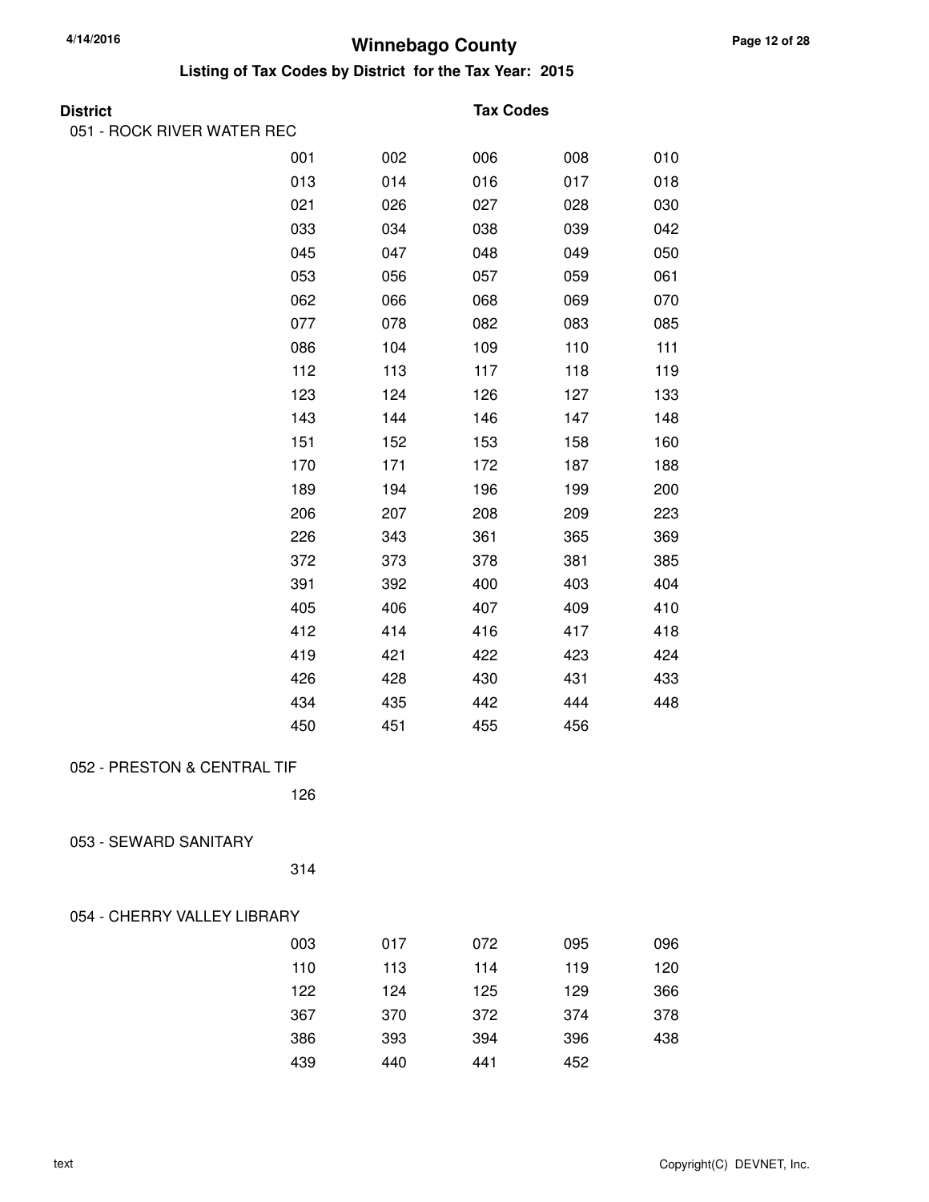# Winnebago County

## Listing of Tax Codes by District for the Tax Year: 2015

**District** | **Tax Codes**

### 051 - ROCK RIVER WATER REC

| | | | | |
|---|---|---|---|---|
| 001 | 002 | 006 | 008 | 010 |
| 013 | 014 | 016 | 017 | 018 |
| 021 | 026 | 027 | 028 | 030 |
| 033 | 034 | 038 | 039 | 042 |
| 045 | 047 | 048 | 049 | 050 |
| 053 | 056 | 057 | 059 | 061 |
| 062 | 066 | 068 | 069 | 070 |
| 077 | 078 | 082 | 083 | 085 |
| 086 | 104 | 109 | 110 | 111 |
| 112 | 113 | 117 | 118 | 119 |
| 123 | 124 | 126 | 127 | 133 |
| 143 | 144 | 146 | 147 | 148 |
| 151 | 152 | 153 | 158 | 160 |
| 170 | 171 | 172 | 187 | 188 |
| 189 | 194 | 196 | 199 | 200 |
| 206 | 207 | 208 | 209 | 223 |
| 226 | 343 | 361 | 365 | 369 |
| 372 | 373 | 378 | 381 | 385 |
| 391 | 392 | 400 | 403 | 404 |
| 405 | 406 | 407 | 409 | 410 |
| 412 | 414 | 416 | 417 | 418 |
| 419 | 421 | 422 | 423 | 424 |
| 426 | 428 | 430 | 431 | 433 |
| 434 | 435 | 442 | 444 | 448 |
| 450 | 451 | 455 | 456 | |

### 052 - PRESTON & CENTRAL TIF

126

### 053 - SEWARD SANITARY

314

### 054 - CHERRY VALLEY LIBRARY

| | | | | |
|---|---|---|---|---|
| 003 | 017 | 072 | 095 | 096 |
| 110 | 113 | 114 | 119 | 120 |
| 122 | 124 | 125 | 129 | 366 |
| 367 | 370 | 372 | 374 | 378 |
| 386 | 393 | 394 | 396 | 438 |
| 439 | 440 | 441 | 452 | |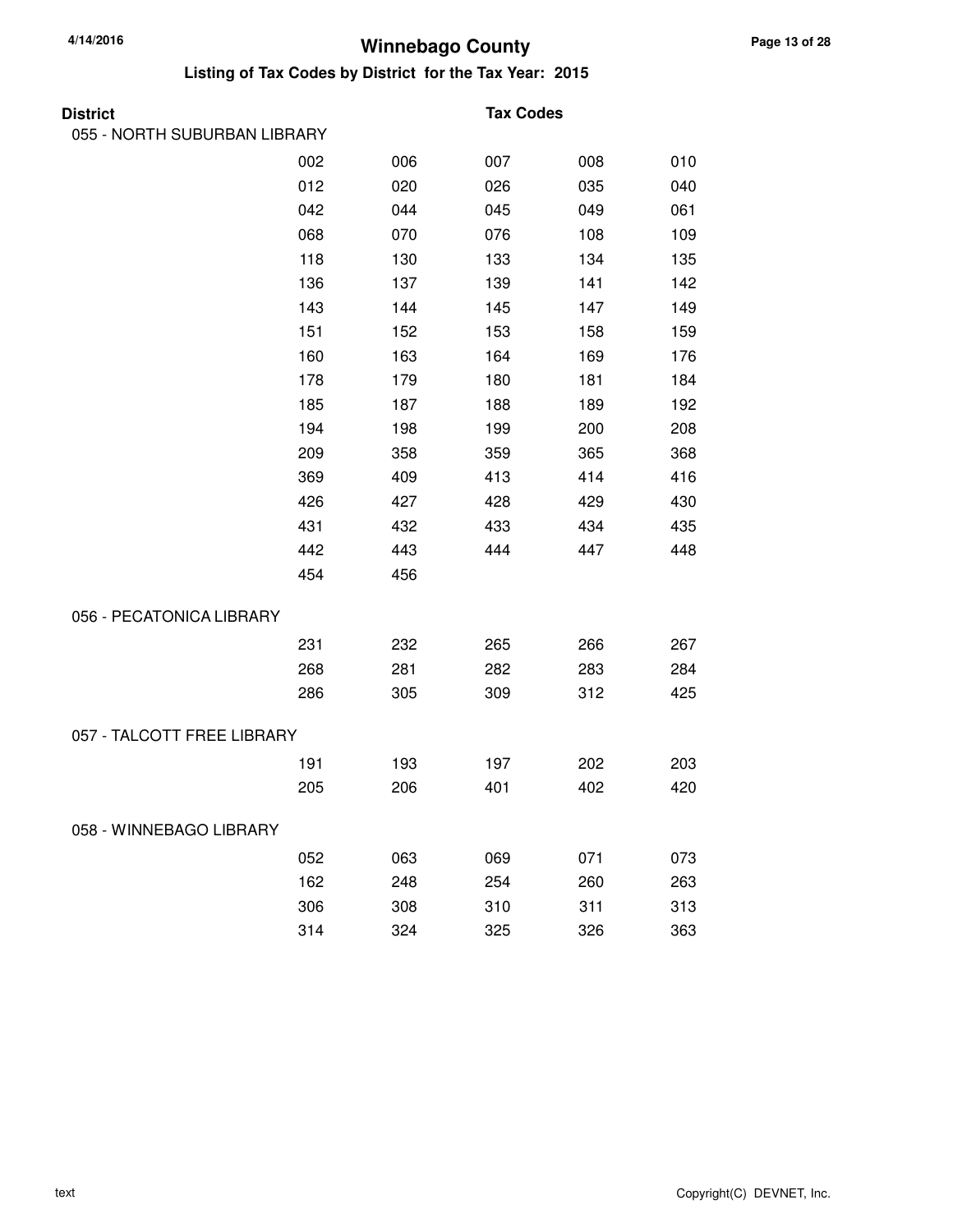# Winnebago County

## Listing of Tax Codes by District for the Tax Year: 2015

| District | Tax Codes | | | | |
|---|---|---|---|---|---|
| 055 - NORTH SUBURBAN LIBRARY | | | | | |
| | 002 | 006 | 007 | 008 | 010 |
| | 012 | 020 | 026 | 035 | 040 |
| | 042 | 044 | 045 | 049 | 061 |
| | 068 | 070 | 076 | 108 | 109 |
| | 118 | 130 | 133 | 134 | 135 |
| | 136 | 137 | 139 | 141 | 142 |
| | 143 | 144 | 145 | 147 | 149 |
| | 151 | 152 | 153 | 158 | 159 |
| | 160 | 163 | 164 | 169 | 176 |
| | 178 | 179 | 180 | 181 | 184 |
| | 185 | 187 | 188 | 189 | 192 |
| | 194 | 198 | 199 | 200 | 208 |
| | 209 | 358 | 359 | 365 | 368 |
| | 369 | 409 | 413 | 414 | 416 |
| | 426 | 427 | 428 | 429 | 430 |
| | 431 | 432 | 433 | 434 | 435 |
| | 442 | 443 | 444 | 447 | 448 |
| | 454 | 456 | | | |
| 056 - PECATONICA LIBRARY | | | | | |
| | 231 | 232 | 265 | 266 | 267 |
| | 268 | 281 | 282 | 283 | 284 |
| | 286 | 305 | 309 | 312 | 425 |
| 057 - TALCOTT FREE LIBRARY | | | | | |
| | 191 | 193 | 197 | 202 | 203 |
| | 205 | 206 | 401 | 402 | 420 |
| 058 - WINNEBAGO LIBRARY | | | | | |
| | 052 | 063 | 069 | 071 | 073 |
| | 162 | 248 | 254 | 260 | 263 |
| | 306 | 308 | 310 | 311 | 313 |
| | 314 | 324 | 325 | 326 | 363 |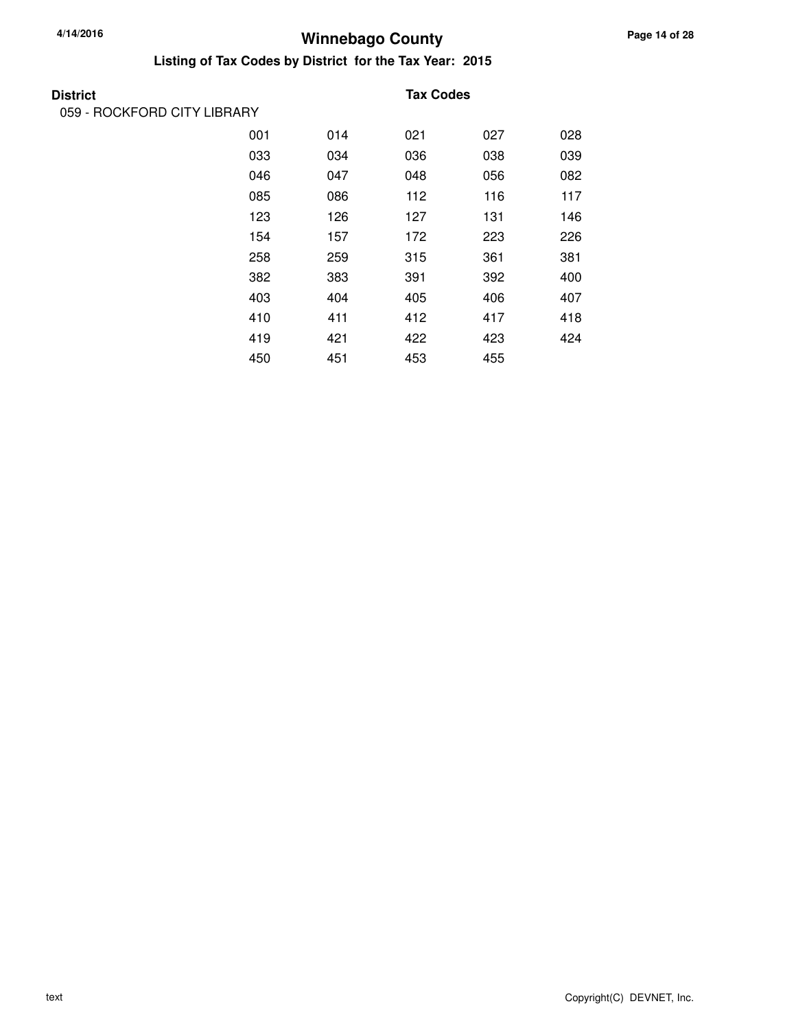# Winnebago County

## Listing of Tax Codes by District for the Tax Year: 2015

**District** — **Tax Codes**

059 - ROCKFORD CITY LIBRARY

| | | | | |
|---|---|---|---|---|
| 001 | 014 | 021 | 027 | 028 |
| 033 | 034 | 036 | 038 | 039 |
| 046 | 047 | 048 | 056 | 082 |
| 085 | 086 | 112 | 116 | 117 |
| 123 | 126 | 127 | 131 | 146 |
| 154 | 157 | 172 | 223 | 226 |
| 258 | 259 | 315 | 361 | 381 |
| 382 | 383 | 391 | 392 | 400 |
| 403 | 404 | 405 | 406 | 407 |
| 410 | 411 | 412 | 417 | 418 |
| 419 | 421 | 422 | 423 | 424 |
| 450 | 451 | 453 | 455 | |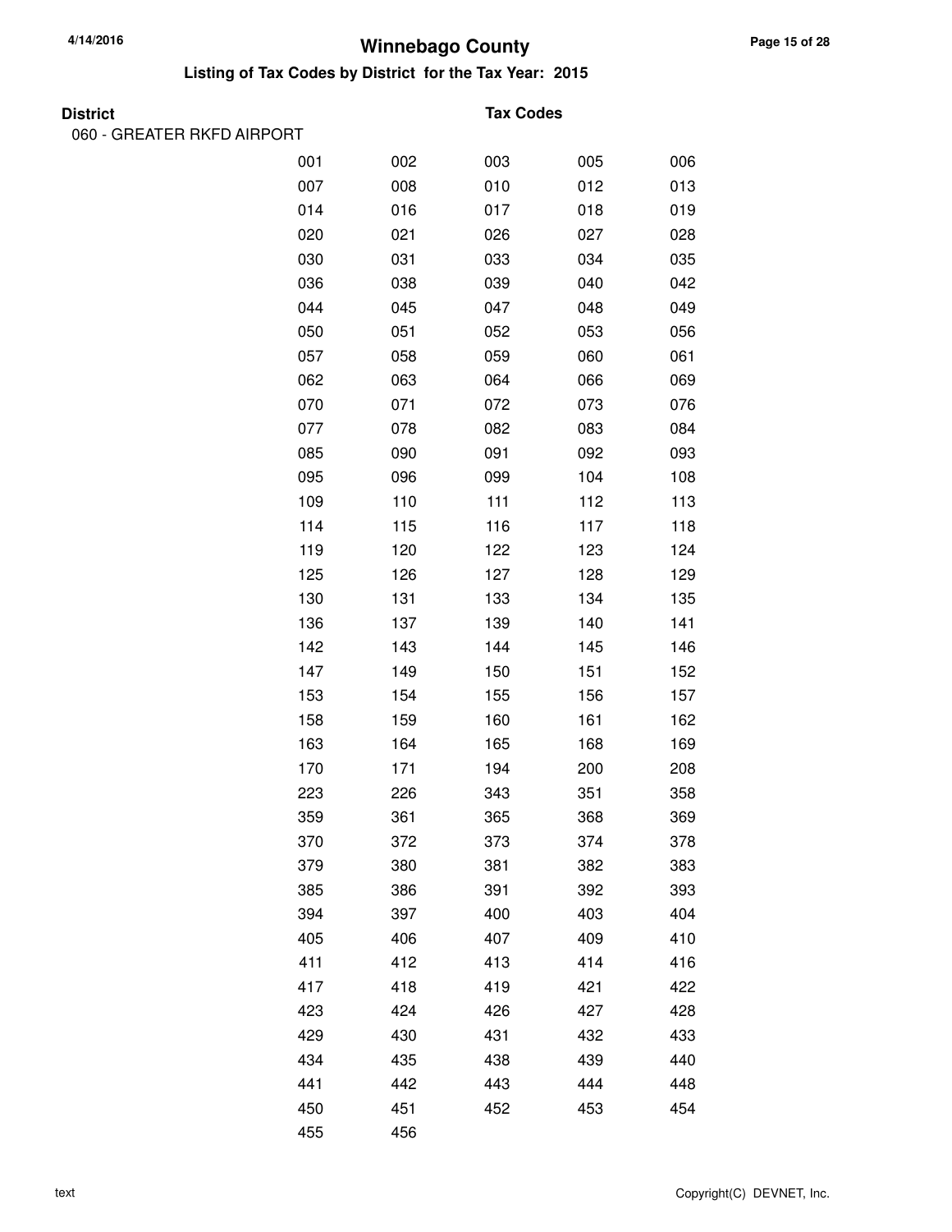# Winnebago County

## Listing of Tax Codes by District for the Tax Year: 2015

**District** | **Tax Codes**

060 - GREATER RKFD AIRPORT

| | | | | |
|---|---|---|---|---|
| 001 | 002 | 003 | 005 | 006 |
| 007 | 008 | 010 | 012 | 013 |
| 014 | 016 | 017 | 018 | 019 |
| 020 | 021 | 026 | 027 | 028 |
| 030 | 031 | 033 | 034 | 035 |
| 036 | 038 | 039 | 040 | 042 |
| 044 | 045 | 047 | 048 | 049 |
| 050 | 051 | 052 | 053 | 056 |
| 057 | 058 | 059 | 060 | 061 |
| 062 | 063 | 064 | 066 | 069 |
| 070 | 071 | 072 | 073 | 076 |
| 077 | 078 | 082 | 083 | 084 |
| 085 | 090 | 091 | 092 | 093 |
| 095 | 096 | 099 | 104 | 108 |
| 109 | 110 | 111 | 112 | 113 |
| 114 | 115 | 116 | 117 | 118 |
| 119 | 120 | 122 | 123 | 124 |
| 125 | 126 | 127 | 128 | 129 |
| 130 | 131 | 133 | 134 | 135 |
| 136 | 137 | 139 | 140 | 141 |
| 142 | 143 | 144 | 145 | 146 |
| 147 | 149 | 150 | 151 | 152 |
| 153 | 154 | 155 | 156 | 157 |
| 158 | 159 | 160 | 161 | 162 |
| 163 | 164 | 165 | 168 | 169 |
| 170 | 171 | 194 | 200 | 208 |
| 223 | 226 | 343 | 351 | 358 |
| 359 | 361 | 365 | 368 | 369 |
| 370 | 372 | 373 | 374 | 378 |
| 379 | 380 | 381 | 382 | 383 |
| 385 | 386 | 391 | 392 | 393 |
| 394 | 397 | 400 | 403 | 404 |
| 405 | 406 | 407 | 409 | 410 |
| 411 | 412 | 413 | 414 | 416 |
| 417 | 418 | 419 | 421 | 422 |
| 423 | 424 | 426 | 427 | 428 |
| 429 | 430 | 431 | 432 | 433 |
| 434 | 435 | 438 | 439 | 440 |
| 441 | 442 | 443 | 444 | 448 |
| 450 | 451 | 452 | 453 | 454 |
| 455 | 456 | | | |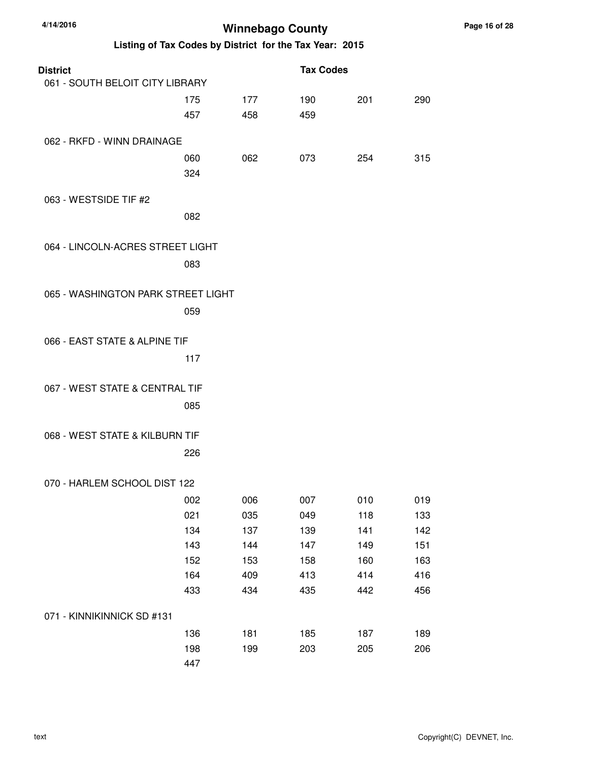# Winnebago County

## Listing of Tax Codes by District for the Tax Year: 2015

| District | | | Tax Codes | | |
|---|---|---|---|---|---|
| 061 - SOUTH BELOIT CITY LIBRARY | | | | | |
| | 175 | 177 | 190 | 201 | 290 |
| | 457 | 458 | 459 | | |
| 062 - RKFD - WINN DRAINAGE | | | | | |
| | 060 | 062 | 073 | 254 | 315 |
| | 324 | | | | |
| 063 - WESTSIDE TIF #2 | | | | | |
| | 082 | | | | |
| 064 - LINCOLN-ACRES STREET LIGHT | | | | | |
| | 083 | | | | |
| 065 - WASHINGTON PARK STREET LIGHT | | | | | |
| | 059 | | | | |
| 066 - EAST STATE & ALPINE TIF | | | | | |
| | 117 | | | | |
| 067 - WEST STATE & CENTRAL TIF | | | | | |
| | 085 | | | | |
| 068 - WEST STATE & KILBURN TIF | | | | | |
| | 226 | | | | |
| 070 - HARLEM SCHOOL DIST 122 | | | | | |
| | 002 | 006 | 007 | 010 | 019 |
| | 021 | 035 | 049 | 118 | 133 |
| | 134 | 137 | 139 | 141 | 142 |
| | 143 | 144 | 147 | 149 | 151 |
| | 152 | 153 | 158 | 160 | 163 |
| | 164 | 409 | 413 | 414 | 416 |
| | 433 | 434 | 435 | 442 | 456 |
| 071 - KINNIKINNICK SD #131 | | | | | |
| | 136 | 181 | 185 | 187 | 189 |
| | 198 | 199 | 203 | 205 | 206 |
| | 447 | | | | |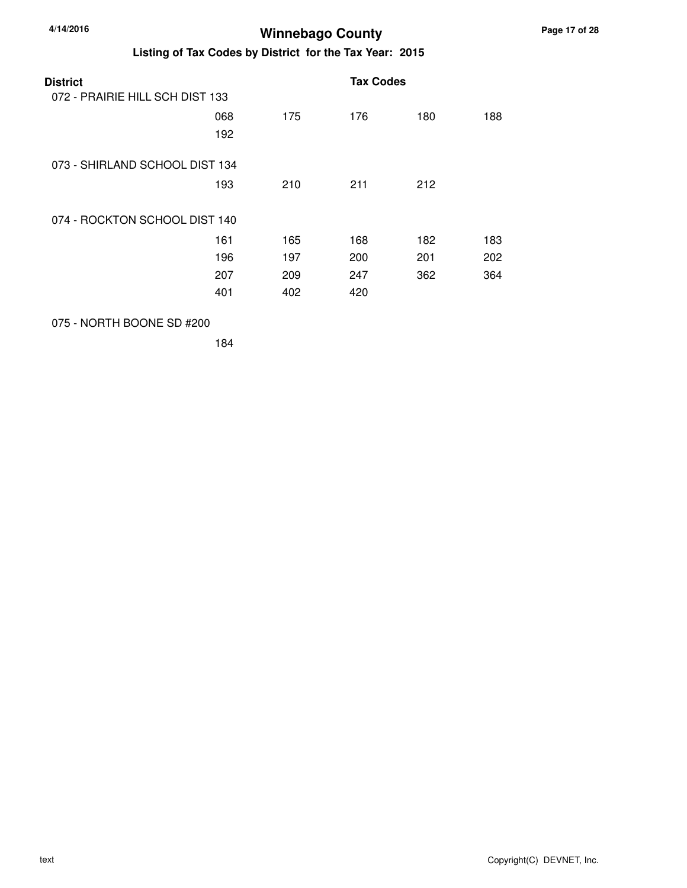# Winnebago County

## Listing of Tax Codes by District for the Tax Year: 2015

| District | Tax Codes | | | | |
|---|---|---|---|---|---|
| 072 - PRAIRIE HILL SCH DIST 133 | | | | | |
| | 068 | 175 | 176 | 180 | 188 |
| | 192 | | | | |
| 073 - SHIRLAND SCHOOL DIST 134 | | | | | |
| | 193 | 210 | 211 | 212 | |
| 074 - ROCKTON SCHOOL DIST 140 | | | | | |
| | 161 | 165 | 168 | 182 | 183 |
| | 196 | 197 | 200 | 201 | 202 |
| | 207 | 209 | 247 | 362 | 364 |
| | 401 | 402 | 420 | | |
| 075 - NORTH BOONE SD #200 | | | | | |
| | 184 | | | | |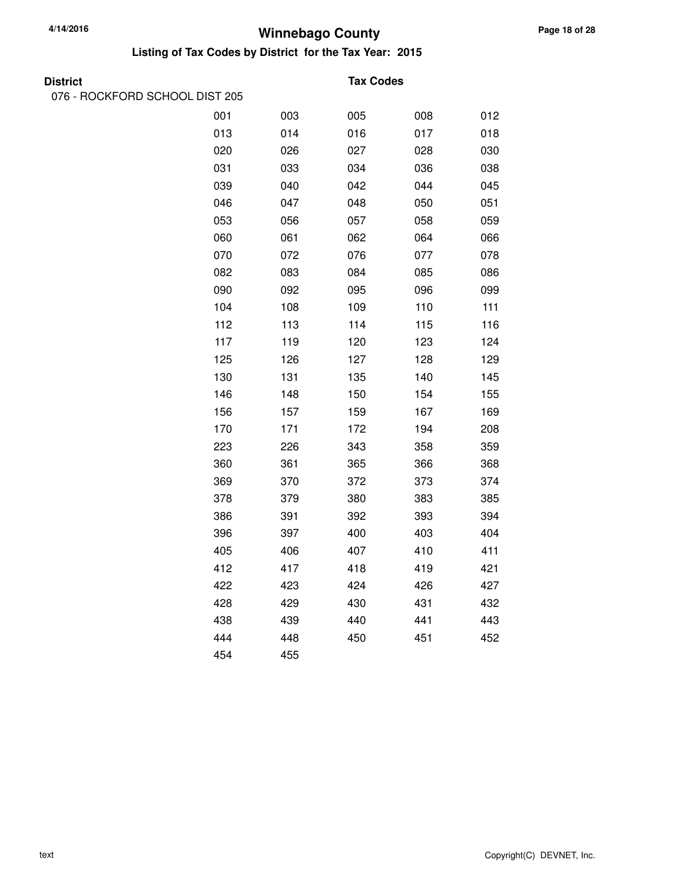# Winnebago County

## Listing of Tax Codes by District for the Tax Year: 2015

| District | Tax Codes | | | | |
|---|---|---|---|---|---|
| 076 - ROCKFORD SCHOOL DIST 205 | | | | | |
| | 001 | 003 | 005 | 008 | 012 |
| | 013 | 014 | 016 | 017 | 018 |
| | 020 | 026 | 027 | 028 | 030 |
| | 031 | 033 | 034 | 036 | 038 |
| | 039 | 040 | 042 | 044 | 045 |
| | 046 | 047 | 048 | 050 | 051 |
| | 053 | 056 | 057 | 058 | 059 |
| | 060 | 061 | 062 | 064 | 066 |
| | 070 | 072 | 076 | 077 | 078 |
| | 082 | 083 | 084 | 085 | 086 |
| | 090 | 092 | 095 | 096 | 099 |
| | 104 | 108 | 109 | 110 | 111 |
| | 112 | 113 | 114 | 115 | 116 |
| | 117 | 119 | 120 | 123 | 124 |
| | 125 | 126 | 127 | 128 | 129 |
| | 130 | 131 | 135 | 140 | 145 |
| | 146 | 148 | 150 | 154 | 155 |
| | 156 | 157 | 159 | 167 | 169 |
| | 170 | 171 | 172 | 194 | 208 |
| | 223 | 226 | 343 | 358 | 359 |
| | 360 | 361 | 365 | 366 | 368 |
| | 369 | 370 | 372 | 373 | 374 |
| | 378 | 379 | 380 | 383 | 385 |
| | 386 | 391 | 392 | 393 | 394 |
| | 396 | 397 | 400 | 403 | 404 |
| | 405 | 406 | 407 | 410 | 411 |
| | 412 | 417 | 418 | 419 | 421 |
| | 422 | 423 | 424 | 426 | 427 |
| | 428 | 429 | 430 | 431 | 432 |
| | 438 | 439 | 440 | 441 | 443 |
| | 444 | 448 | 450 | 451 | 452 |
| | 454 | 455 | | | |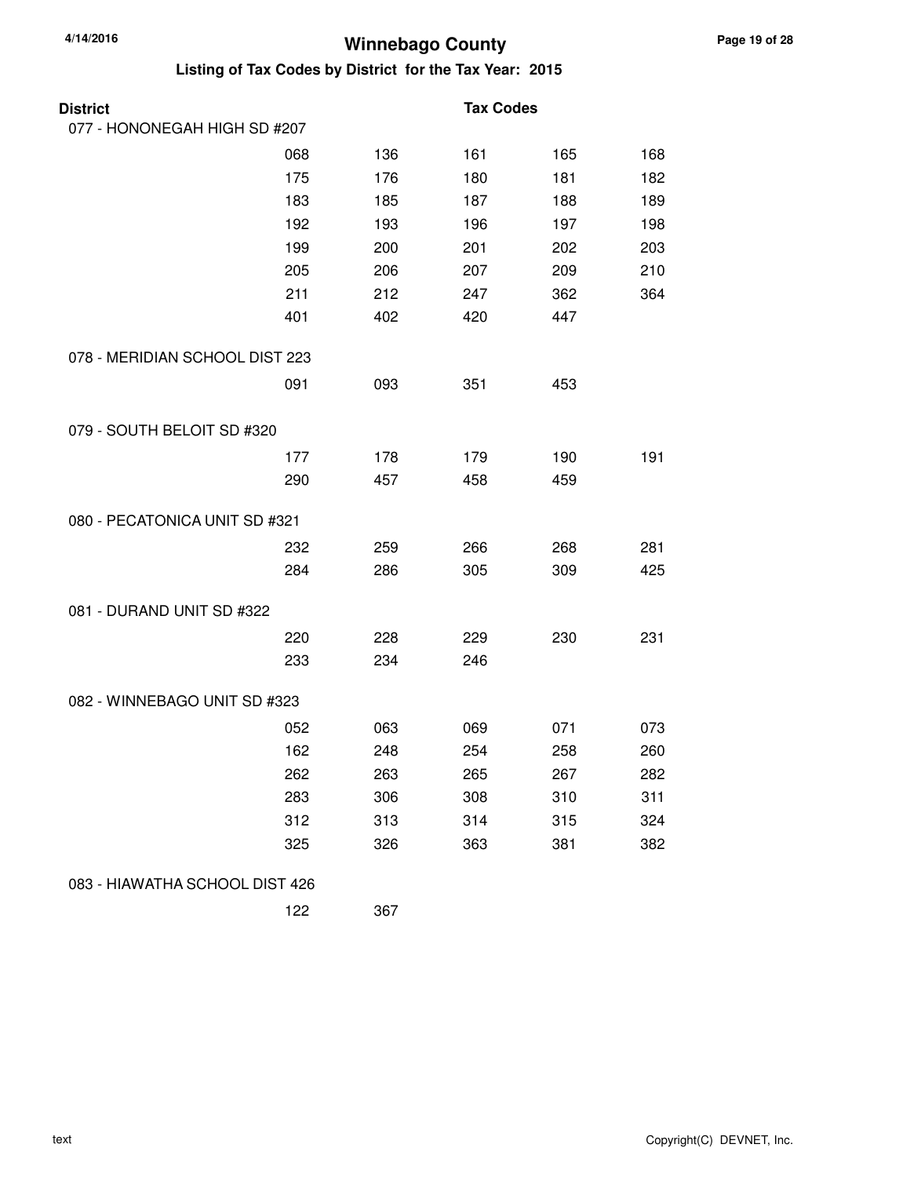# Winnebago County

## Listing of Tax Codes by District for the Tax Year: 2015

| District | | | Tax Codes | | |
|---|---|---|---|---|---|
| 077 - HONONEGAH HIGH SD #207 | | | | | |
| | 068 | 136 | 161 | 165 | 168 |
| | 175 | 176 | 180 | 181 | 182 |
| | 183 | 185 | 187 | 188 | 189 |
| | 192 | 193 | 196 | 197 | 198 |
| | 199 | 200 | 201 | 202 | 203 |
| | 205 | 206 | 207 | 209 | 210 |
| | 211 | 212 | 247 | 362 | 364 |
| | 401 | 402 | 420 | 447 | |
| 078 - MERIDIAN SCHOOL DIST 223 | | | | | |
| | 091 | 093 | 351 | 453 | |
| 079 - SOUTH BELOIT SD #320 | | | | | |
| | 177 | 178 | 179 | 190 | 191 |
| | 290 | 457 | 458 | 459 | |
| 080 - PECATONICA UNIT SD #321 | | | | | |
| | 232 | 259 | 266 | 268 | 281 |
| | 284 | 286 | 305 | 309 | 425 |
| 081 - DURAND UNIT SD #322 | | | | | |
| | 220 | 228 | 229 | 230 | 231 |
| | 233 | 234 | 246 | | |
| 082 - WINNEBAGO UNIT SD #323 | | | | | |
| | 052 | 063 | 069 | 071 | 073 |
| | 162 | 248 | 254 | 258 | 260 |
| | 262 | 263 | 265 | 267 | 282 |
| | 283 | 306 | 308 | 310 | 311 |
| | 312 | 313 | 314 | 315 | 324 |
| | 325 | 326 | 363 | 381 | 382 |
| 083 - HIAWATHA SCHOOL DIST 426 | | | | | |
| | 122 | 367 | | | |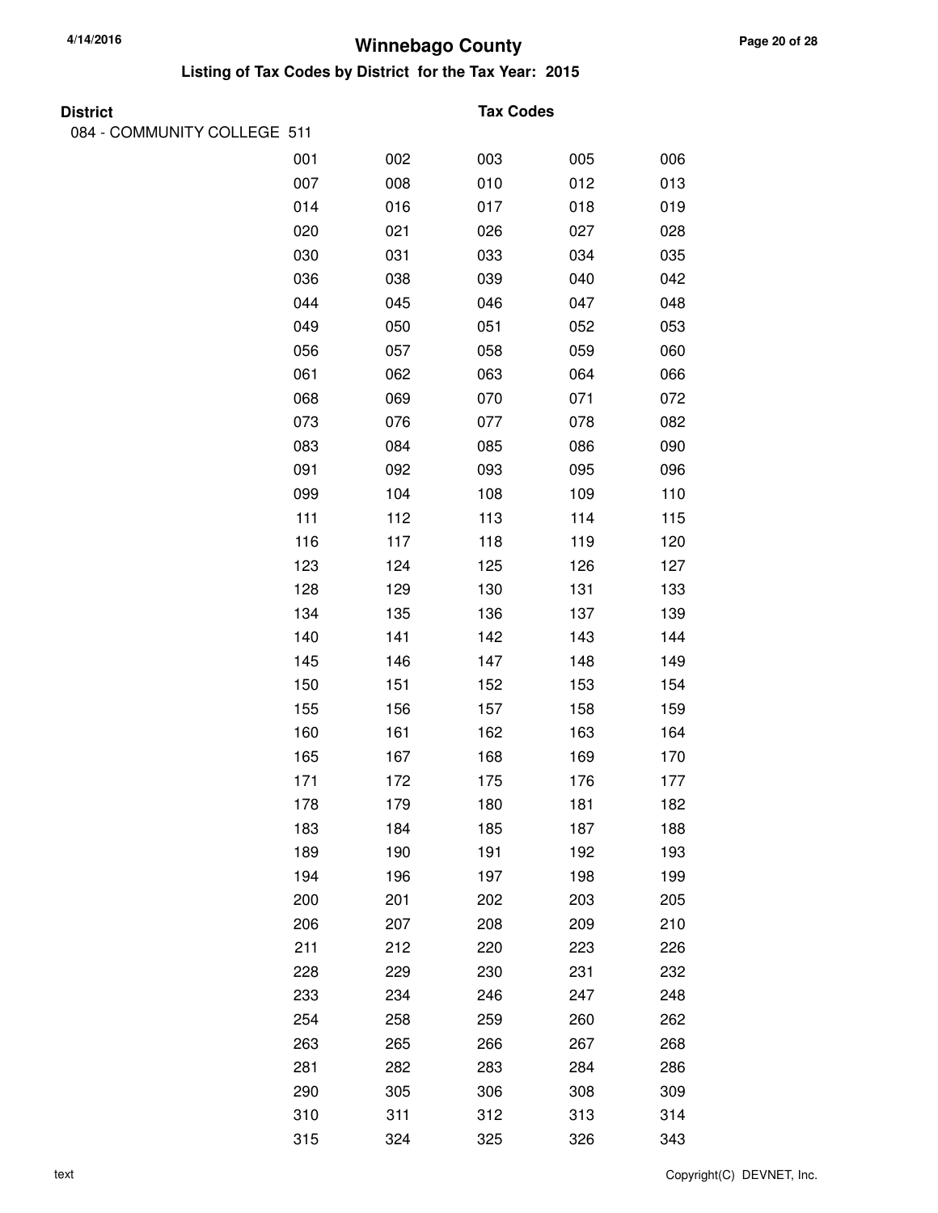# Winnebago County

## Listing of Tax Codes by District for the Tax Year: 2015

| District | Tax Codes | | | | |
|---|---|---|---|---|---|
| 084 - COMMUNITY COLLEGE 511 | | | | | |
| | 001 | 002 | 003 | 005 | 006 |
| | 007 | 008 | 010 | 012 | 013 |
| | 014 | 016 | 017 | 018 | 019 |
| | 020 | 021 | 026 | 027 | 028 |
| | 030 | 031 | 033 | 034 | 035 |
| | 036 | 038 | 039 | 040 | 042 |
| | 044 | 045 | 046 | 047 | 048 |
| | 049 | 050 | 051 | 052 | 053 |
| | 056 | 057 | 058 | 059 | 060 |
| | 061 | 062 | 063 | 064 | 066 |
| | 068 | 069 | 070 | 071 | 072 |
| | 073 | 076 | 077 | 078 | 082 |
| | 083 | 084 | 085 | 086 | 090 |
| | 091 | 092 | 093 | 095 | 096 |
| | 099 | 104 | 108 | 109 | 110 |
| | 111 | 112 | 113 | 114 | 115 |
| | 116 | 117 | 118 | 119 | 120 |
| | 123 | 124 | 125 | 126 | 127 |
| | 128 | 129 | 130 | 131 | 133 |
| | 134 | 135 | 136 | 137 | 139 |
| | 140 | 141 | 142 | 143 | 144 |
| | 145 | 146 | 147 | 148 | 149 |
| | 150 | 151 | 152 | 153 | 154 |
| | 155 | 156 | 157 | 158 | 159 |
| | 160 | 161 | 162 | 163 | 164 |
| | 165 | 167 | 168 | 169 | 170 |
| | 171 | 172 | 175 | 176 | 177 |
| | 178 | 179 | 180 | 181 | 182 |
| | 183 | 184 | 185 | 187 | 188 |
| | 189 | 190 | 191 | 192 | 193 |
| | 194 | 196 | 197 | 198 | 199 |
| | 200 | 201 | 202 | 203 | 205 |
| | 206 | 207 | 208 | 209 | 210 |
| | 211 | 212 | 220 | 223 | 226 |
| | 228 | 229 | 230 | 231 | 232 |
| | 233 | 234 | 246 | 247 | 248 |
| | 254 | 258 | 259 | 260 | 262 |
| | 263 | 265 | 266 | 267 | 268 |
| | 281 | 282 | 283 | 284 | 286 |
| | 290 | 305 | 306 | 308 | 309 |
| | 310 | 311 | 312 | 313 | 314 |
| | 315 | 324 | 325 | 326 | 343 |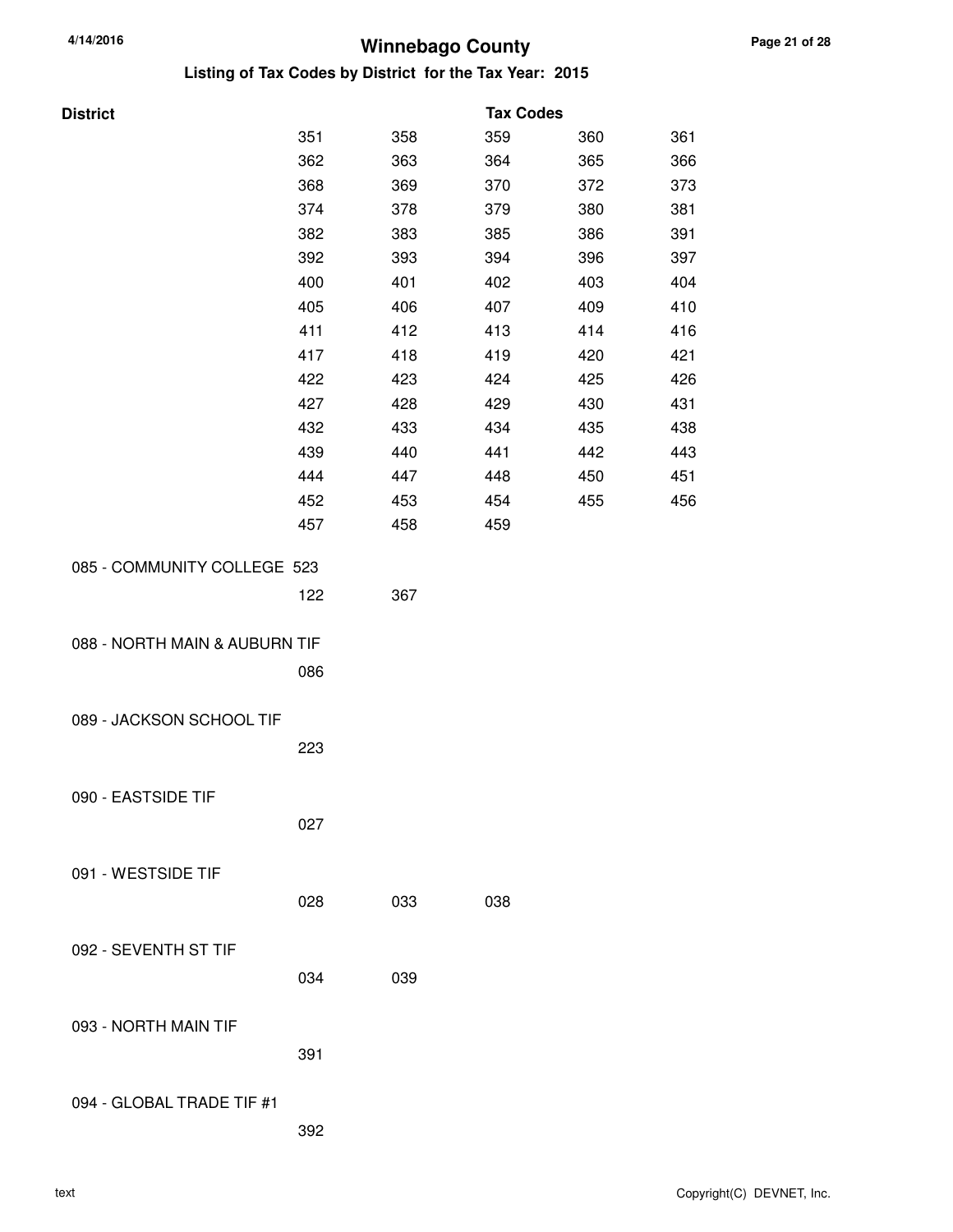# Winnebago County

## Listing of Tax Codes by District for the Tax Year: 2015

| District | Tax Codes | | | | |
|---|---|---|---|---|---|
| | 351 | 358 | 359 | 360 | 361 |
| | 362 | 363 | 364 | 365 | 366 |
| | 368 | 369 | 370 | 372 | 373 |
| | 374 | 378 | 379 | 380 | 381 |
| | 382 | 383 | 385 | 386 | 391 |
| | 392 | 393 | 394 | 396 | 397 |
| | 400 | 401 | 402 | 403 | 404 |
| | 405 | 406 | 407 | 409 | 410 |
| | 411 | 412 | 413 | 414 | 416 |
| | 417 | 418 | 419 | 420 | 421 |
| | 422 | 423 | 424 | 425 | 426 |
| | 427 | 428 | 429 | 430 | 431 |
| | 432 | 433 | 434 | 435 | 438 |
| | 439 | 440 | 441 | 442 | 443 |
| | 444 | 447 | 448 | 450 | 451 |
| | 452 | 453 | 454 | 455 | 456 |
| | 457 | 458 | 459 | | |
| 085 - COMMUNITY COLLEGE 523 | | | | | |
| | 122 | 367 | | | |
| 088 - NORTH MAIN & AUBURN TIF | | | | | |
| | 086 | | | | |
| 089 - JACKSON SCHOOL TIF | | | | | |
| | 223 | | | | |
| 090 - EASTSIDE TIF | | | | | |
| | 027 | | | | |
| 091 - WESTSIDE TIF | | | | | |
| | 028 | 033 | 038 | | |
| 092 - SEVENTH ST TIF | | | | | |
| | 034 | 039 | | | |
| 093 - NORTH MAIN TIF | | | | | |
| | 391 | | | | |
| 094 - GLOBAL TRADE TIF #1 | | | | | |
| | 392 | | | | |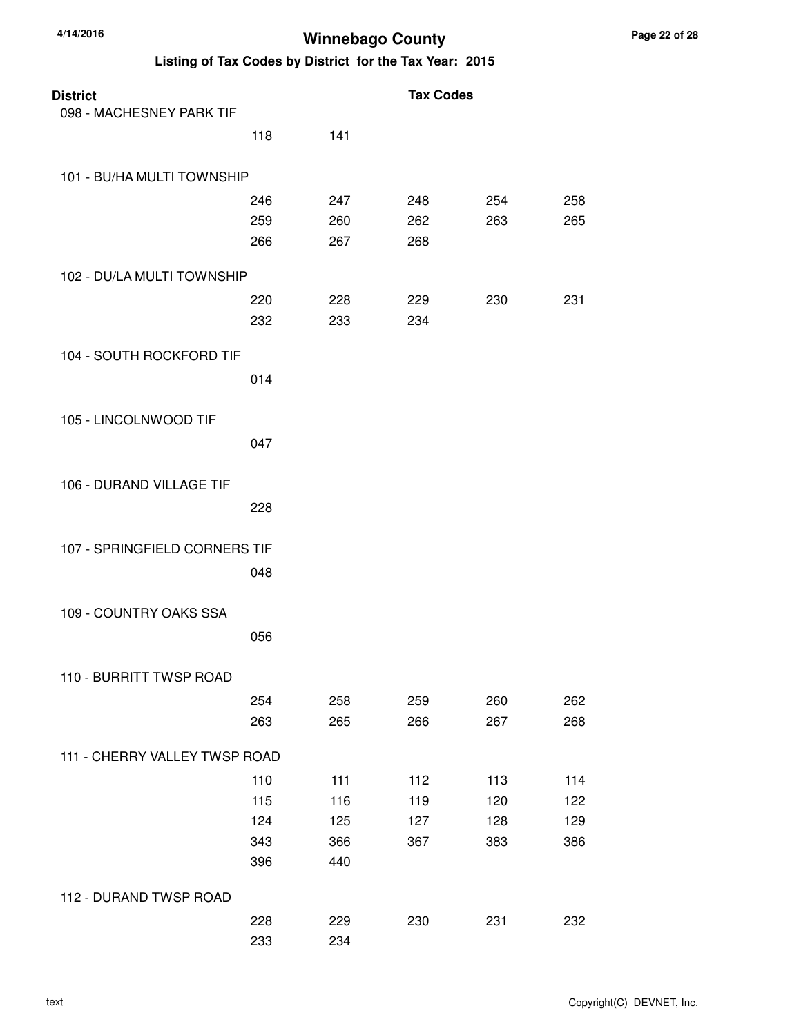# Winnebago County

## Listing of Tax Codes by District for the Tax Year: 2015

| District | Tax Codes | | | | |
|---|---|---|---|---|---|
| 098 - MACHESNEY PARK TIF | | | | | |
| | 118 | 141 | | | |
| 101 - BU/HA MULTI TOWNSHIP | | | | | |
| | 246 | 247 | 248 | 254 | 258 |
| | 259 | 260 | 262 | 263 | 265 |
| | 266 | 267 | 268 | | |
| 102 - DU/LA MULTI TOWNSHIP | | | | | |
| | 220 | 228 | 229 | 230 | 231 |
| | 232 | 233 | 234 | | |
| 104 - SOUTH ROCKFORD TIF | | | | | |
| | 014 | | | | |
| 105 - LINCOLNWOOD TIF | | | | | |
| | 047 | | | | |
| 106 - DURAND VILLAGE TIF | | | | | |
| | 228 | | | | |
| 107 - SPRINGFIELD CORNERS TIF | | | | | |
| | 048 | | | | |
| 109 - COUNTRY OAKS SSA | | | | | |
| | 056 | | | | |
| 110 - BURRITT TWSP ROAD | | | | | |
| | 254 | 258 | 259 | 260 | 262 |
| | 263 | 265 | 266 | 267 | 268 |
| 111 - CHERRY VALLEY TWSP ROAD | | | | | |
| | 110 | 111 | 112 | 113 | 114 |
| | 115 | 116 | 119 | 120 | 122 |
| | 124 | 125 | 127 | 128 | 129 |
| | 343 | 366 | 367 | 383 | 386 |
| | 396 | 440 | | | |
| 112 - DURAND TWSP ROAD | | | | | |
| | 228 | 229 | 230 | 231 | 232 |
| | 233 | 234 | | | |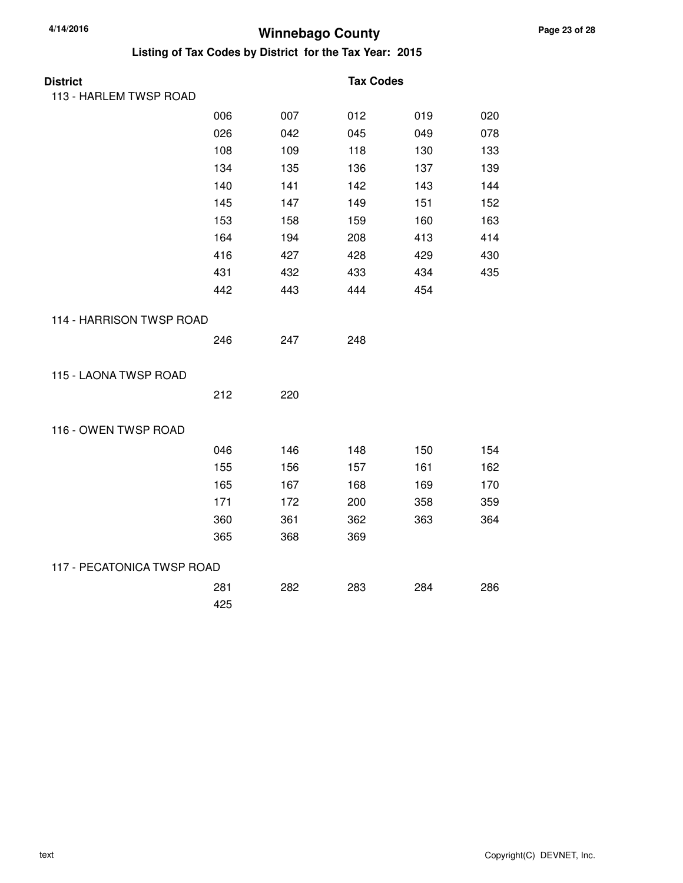# Winnebago County

## Listing of Tax Codes by District for the Tax Year: 2015

| District | Tax Codes | | | | |
|---|---|---|---|---|---|
| 113 - HARLEM TWSP ROAD | | | | | |
| | 006 | 007 | 012 | 019 | 020 |
| | 026 | 042 | 045 | 049 | 078 |
| | 108 | 109 | 118 | 130 | 133 |
| | 134 | 135 | 136 | 137 | 139 |
| | 140 | 141 | 142 | 143 | 144 |
| | 145 | 147 | 149 | 151 | 152 |
| | 153 | 158 | 159 | 160 | 163 |
| | 164 | 194 | 208 | 413 | 414 |
| | 416 | 427 | 428 | 429 | 430 |
| | 431 | 432 | 433 | 434 | 435 |
| | 442 | 443 | 444 | 454 | |
| 114 - HARRISON TWSP ROAD | | | | | |
| | 246 | 247 | 248 | | |
| 115 - LAONA TWSP ROAD | | | | | |
| | 212 | 220 | | | |
| 116 - OWEN TWSP ROAD | | | | | |
| | 046 | 146 | 148 | 150 | 154 |
| | 155 | 156 | 157 | 161 | 162 |
| | 165 | 167 | 168 | 169 | 170 |
| | 171 | 172 | 200 | 358 | 359 |
| | 360 | 361 | 362 | 363 | 364 |
| | 365 | 368 | 369 | | |
| 117 - PECATONICA TWSP ROAD | | | | | |
| | 281 | 282 | 283 | 284 | 286 |
| | 425 | | | | |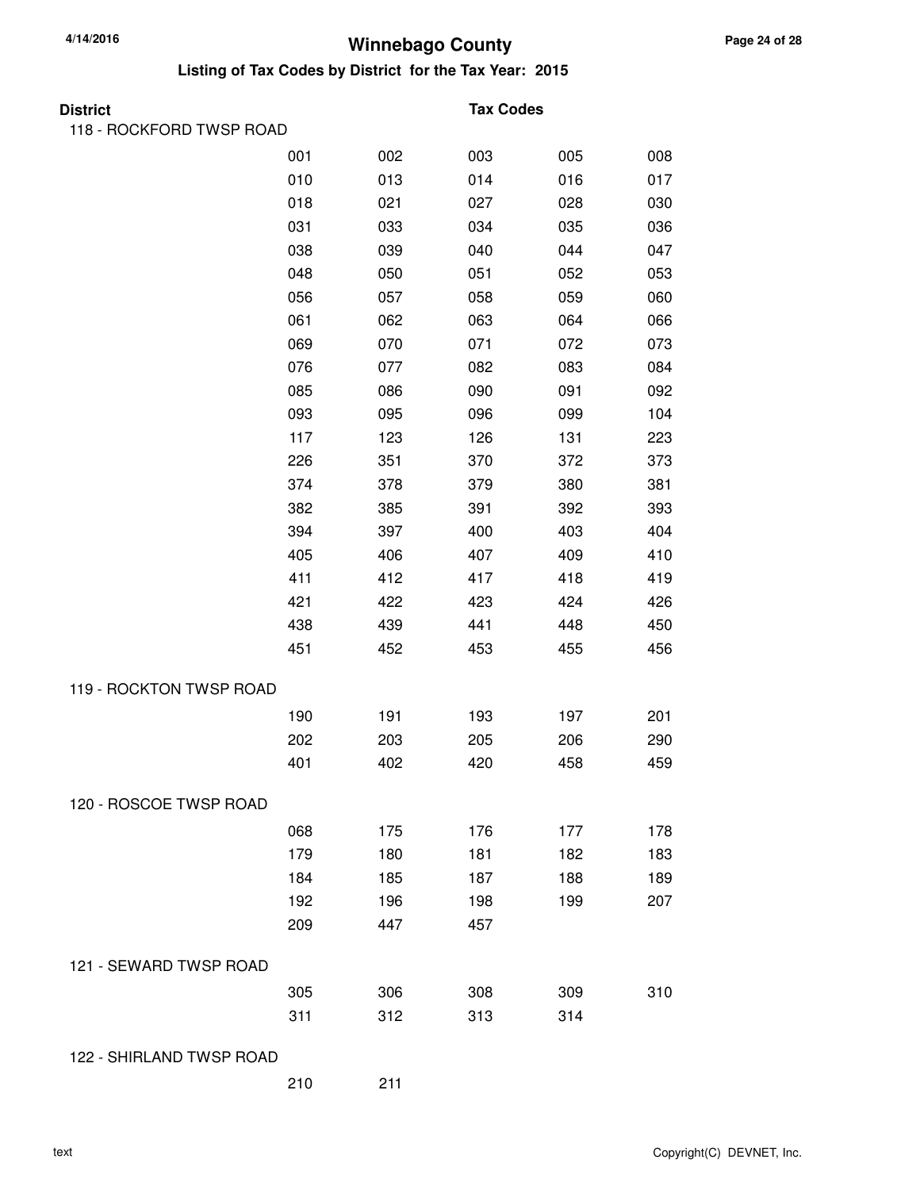# Winnebago County

## Listing of Tax Codes by District for the Tax Year: 2015

**District** **Tax Codes**

### 118 - ROCKFORD TWSP ROAD

| | | | | |
|---|---|---|---|---|
| 001 | 002 | 003 | 005 | 008 |
| 010 | 013 | 014 | 016 | 017 |
| 018 | 021 | 027 | 028 | 030 |
| 031 | 033 | 034 | 035 | 036 |
| 038 | 039 | 040 | 044 | 047 |
| 048 | 050 | 051 | 052 | 053 |
| 056 | 057 | 058 | 059 | 060 |
| 061 | 062 | 063 | 064 | 066 |
| 069 | 070 | 071 | 072 | 073 |
| 076 | 077 | 082 | 083 | 084 |
| 085 | 086 | 090 | 091 | 092 |
| 093 | 095 | 096 | 099 | 104 |
| 117 | 123 | 126 | 131 | 223 |
| 226 | 351 | 370 | 372 | 373 |
| 374 | 378 | 379 | 380 | 381 |
| 382 | 385 | 391 | 392 | 393 |
| 394 | 397 | 400 | 403 | 404 |
| 405 | 406 | 407 | 409 | 410 |
| 411 | 412 | 417 | 418 | 419 |
| 421 | 422 | 423 | 424 | 426 |
| 438 | 439 | 441 | 448 | 450 |
| 451 | 452 | 453 | 455 | 456 |

### 119 - ROCKTON TWSP ROAD

| | | | | |
|---|---|---|---|---|
| 190 | 191 | 193 | 197 | 201 |
| 202 | 203 | 205 | 206 | 290 |
| 401 | 402 | 420 | 458 | 459 |

### 120 - ROSCOE TWSP ROAD

| | | | | |
|---|---|---|---|---|
| 068 | 175 | 176 | 177 | 178 |
| 179 | 180 | 181 | 182 | 183 |
| 184 | 185 | 187 | 188 | 189 |
| 192 | 196 | 198 | 199 | 207 |
| 209 | 447 | 457 | | |

### 121 - SEWARD TWSP ROAD

| | | | | |
|---|---|---|---|---|
| 305 | 306 | 308 | 309 | 310 |
| 311 | 312 | 313 | 314 | |

### 122 - SHIRLAND TWSP ROAD

| | |
|---|---|
| 210 | 211 |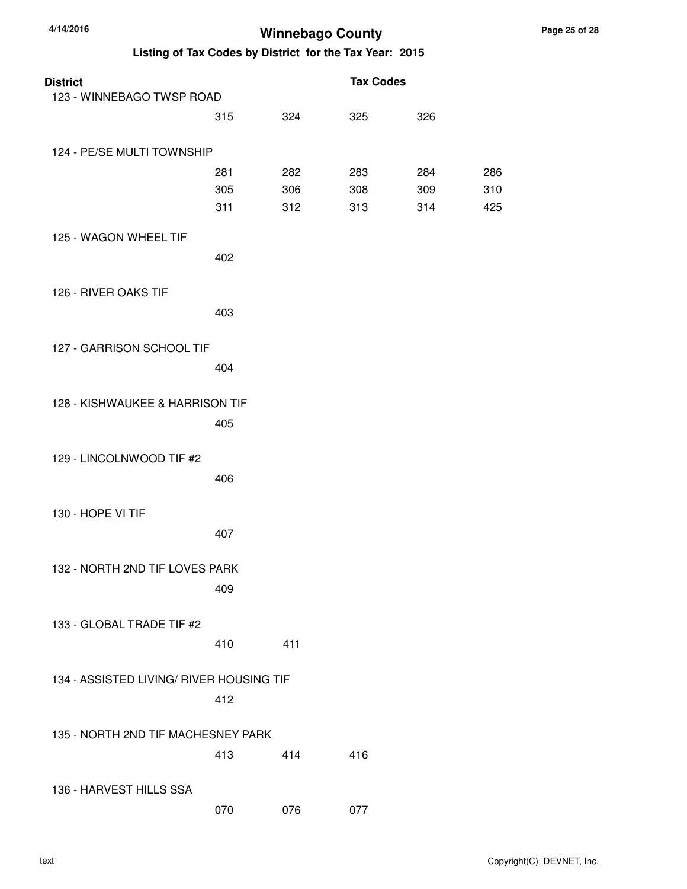# Winnebago County

## Listing of Tax Codes by District for the Tax Year: 2015

| District | Tax Codes | | | | |
|---|---|---|---|---|---|
| 123 - WINNEBAGO TWSP ROAD | | | | | |
| | 315 | 324 | 325 | 326 | |
| 124 - PE/SE MULTI TOWNSHIP | | | | | |
| | 281 | 282 | 283 | 284 | 286 |
| | 305 | 306 | 308 | 309 | 310 |
| | 311 | 312 | 313 | 314 | 425 |
| 125 - WAGON WHEEL TIF | | | | | |
| | 402 | | | | |
| 126 - RIVER OAKS TIF | | | | | |
| | 403 | | | | |
| 127 - GARRISON SCHOOL TIF | | | | | |
| | 404 | | | | |
| 128 - KISHWAUKEE & HARRISON TIF | | | | | |
| | 405 | | | | |
| 129 - LINCOLNWOOD TIF #2 | | | | | |
| | 406 | | | | |
| 130 - HOPE VI TIF | | | | | |
| | 407 | | | | |
| 132 - NORTH 2ND TIF LOVES PARK | | | | | |
| | 409 | | | | |
| 133 - GLOBAL TRADE TIF #2 | | | | | |
| | 410 | 411 | | | |
| 134 - ASSISTED LIVING/ RIVER HOUSING TIF | | | | | |
| | 412 | | | | |
| 135 - NORTH 2ND TIF MACHESNEY PARK | | | | | |
| | 413 | 414 | 416 | | |
| 136 - HARVEST HILLS SSA | | | | | |
| | 070 | 076 | 077 | | |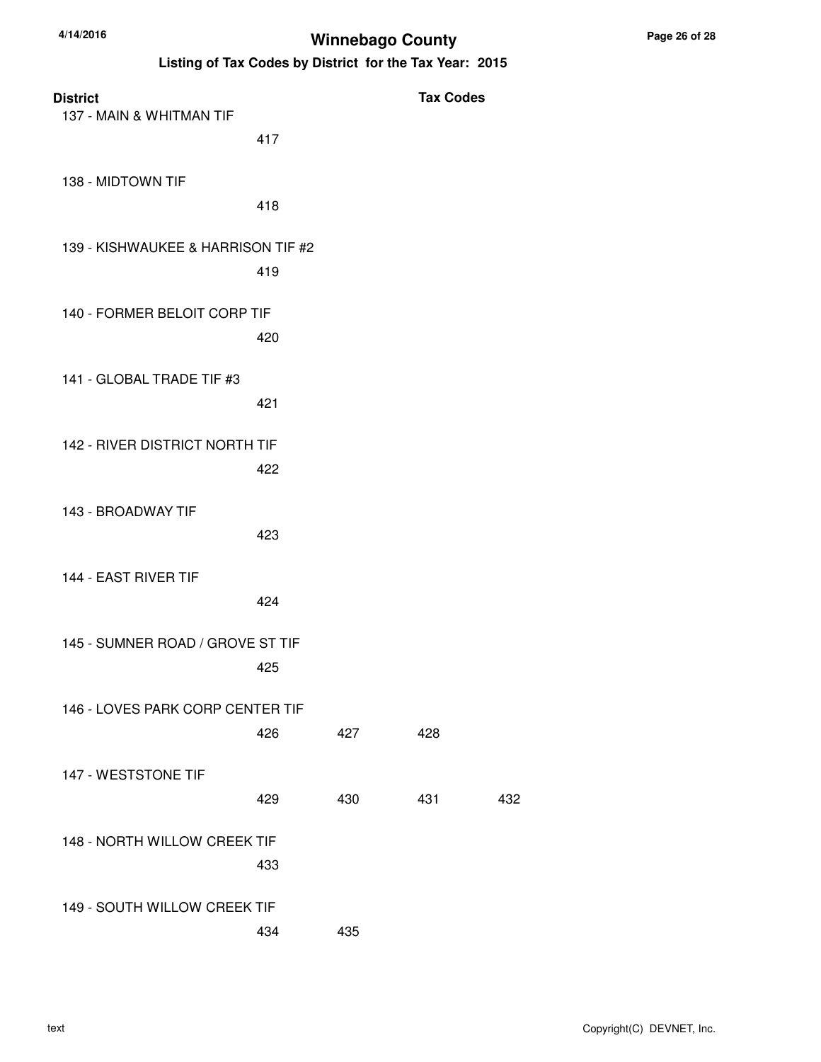# Winnebago County

## Listing of Tax Codes by District for the Tax Year: 2015

| District | Tax Codes | | | |
|---|---|---|---|---|
| 137 - MAIN & WHITMAN TIF | | | | |
| | 417 | | | |
| 138 - MIDTOWN TIF | | | | |
| | 418 | | | |
| 139 - KISHWAUKEE & HARRISON TIF #2 | | | | |
| | 419 | | | |
| 140 - FORMER BELOIT CORP TIF | | | | |
| | 420 | | | |
| 141 - GLOBAL TRADE TIF #3 | | | | |
| | 421 | | | |
| 142 - RIVER DISTRICT NORTH TIF | | | | |
| | 422 | | | |
| 143 - BROADWAY TIF | | | | |
| | 423 | | | |
| 144 - EAST RIVER TIF | | | | |
| | 424 | | | |
| 145 - SUMNER ROAD / GROVE ST TIF | | | | |
| | 425 | | | |
| 146 - LOVES PARK CORP CENTER TIF | | | | |
| | 426 | 427 | 428 | |
| 147 - WESTSTONE TIF | | | | |
| | 429 | 430 | 431 | 432 |
| 148 - NORTH WILLOW CREEK TIF | | | | |
| | 433 | | | |
| 149 - SOUTH WILLOW CREEK TIF | | | | |
| | 434 | 435 | | |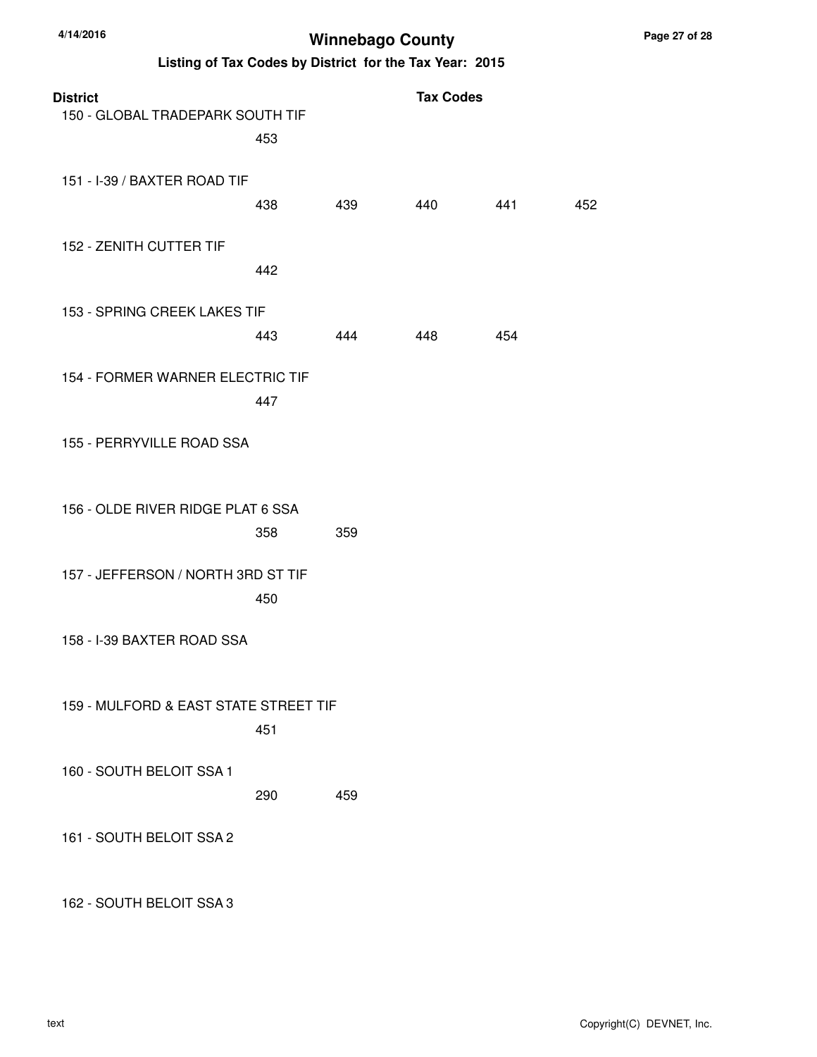# Winnebago County

## Listing of Tax Codes by District for the Tax Year: 2015

| District | Tax Codes | | | | |
|---|---|---|---|---|---|
| 150 - GLOBAL TRADEPARK SOUTH TIF | | | | | |
| | 453 | | | | |
| 151 - I-39 / BAXTER ROAD TIF | | | | | |
| | 438 | 439 | 440 | 441 | 452 |
| 152 - ZENITH CUTTER TIF | | | | | |
| | 442 | | | | |
| 153 - SPRING CREEK LAKES TIF | | | | | |
| | 443 | 444 | 448 | 454 | |
| 154 - FORMER WARNER ELECTRIC TIF | | | | | |
| | 447 | | | | |
| 155 - PERRYVILLE ROAD SSA | | | | | |
| 156 - OLDE RIVER RIDGE PLAT 6 SSA | | | | | |
| | 358 | 359 | | | |
| 157 - JEFFERSON / NORTH 3RD ST TIF | | | | | |
| | 450 | | | | |
| 158 - I-39 BAXTER ROAD SSA | | | | | |
| 159 - MULFORD & EAST STATE STREET TIF | | | | | |
| | 451 | | | | |
| 160 - SOUTH BELOIT SSA 1 | | | | | |
| | 290 | 459 | | | |
| 161 - SOUTH BELOIT SSA 2 | | | | | |
| 162 - SOUTH BELOIT SSA 3 | | | | | |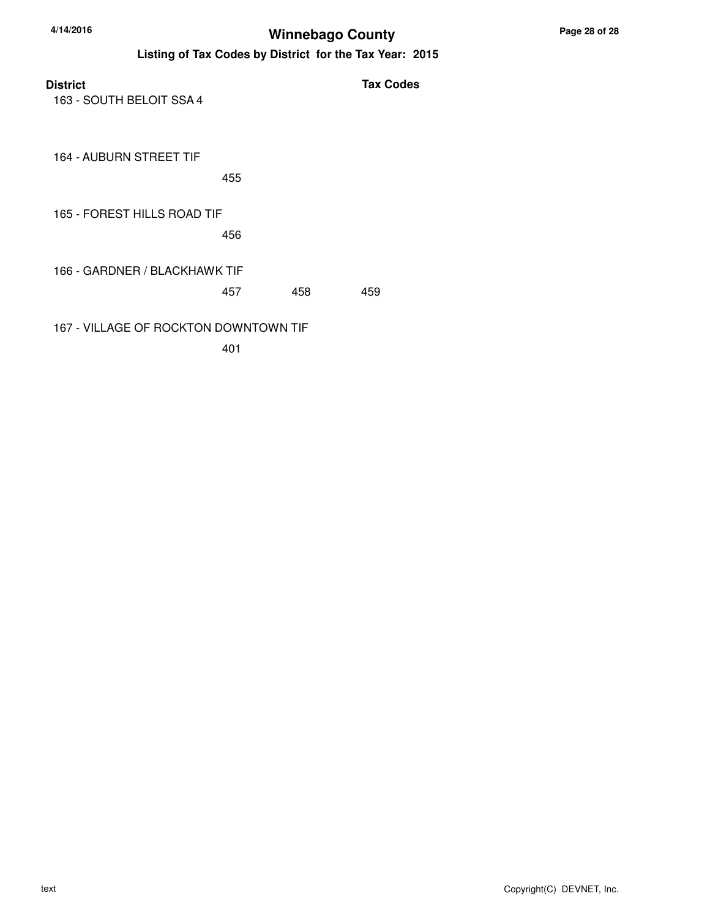# Winnebago County

## Listing of Tax Codes by District for the Tax Year: 2015

| District | Tax Codes | | |
|---|---|---|---|
| 163 - SOUTH BELOIT SSA 4 | | | |
| 164 - AUBURN STREET TIF | 455 | | |
| 165 - FOREST HILLS ROAD TIF | 456 | | |
| 166 - GARDNER / BLACKHAWK TIF | 457 | 458 | 459 |
| 167 - VILLAGE OF ROCKTON DOWNTOWN TIF | 401 | | |

text

Copyright(C) DEVNET, Inc.